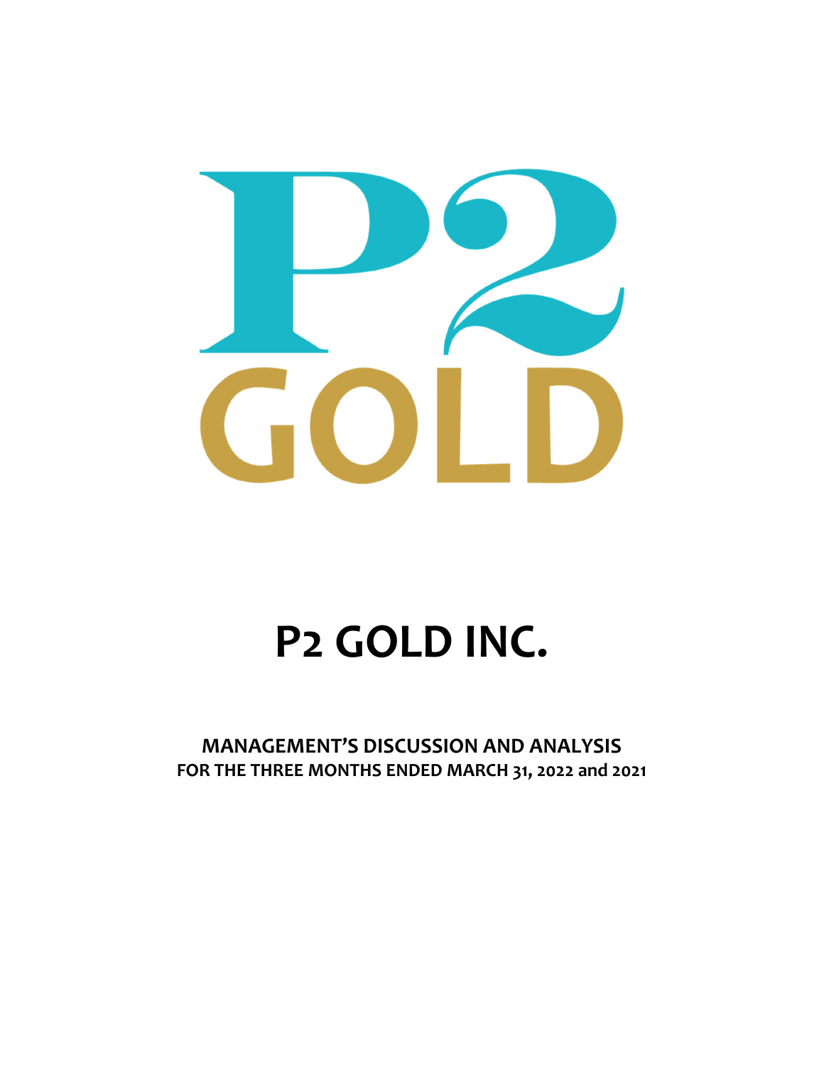# P2 GOLD INC.

## MANAGEMENT'S DISCUSSION AND ANALYSIS
### FOR THE THREE MONTHS ENDED MARCH 31, 2022 and 2021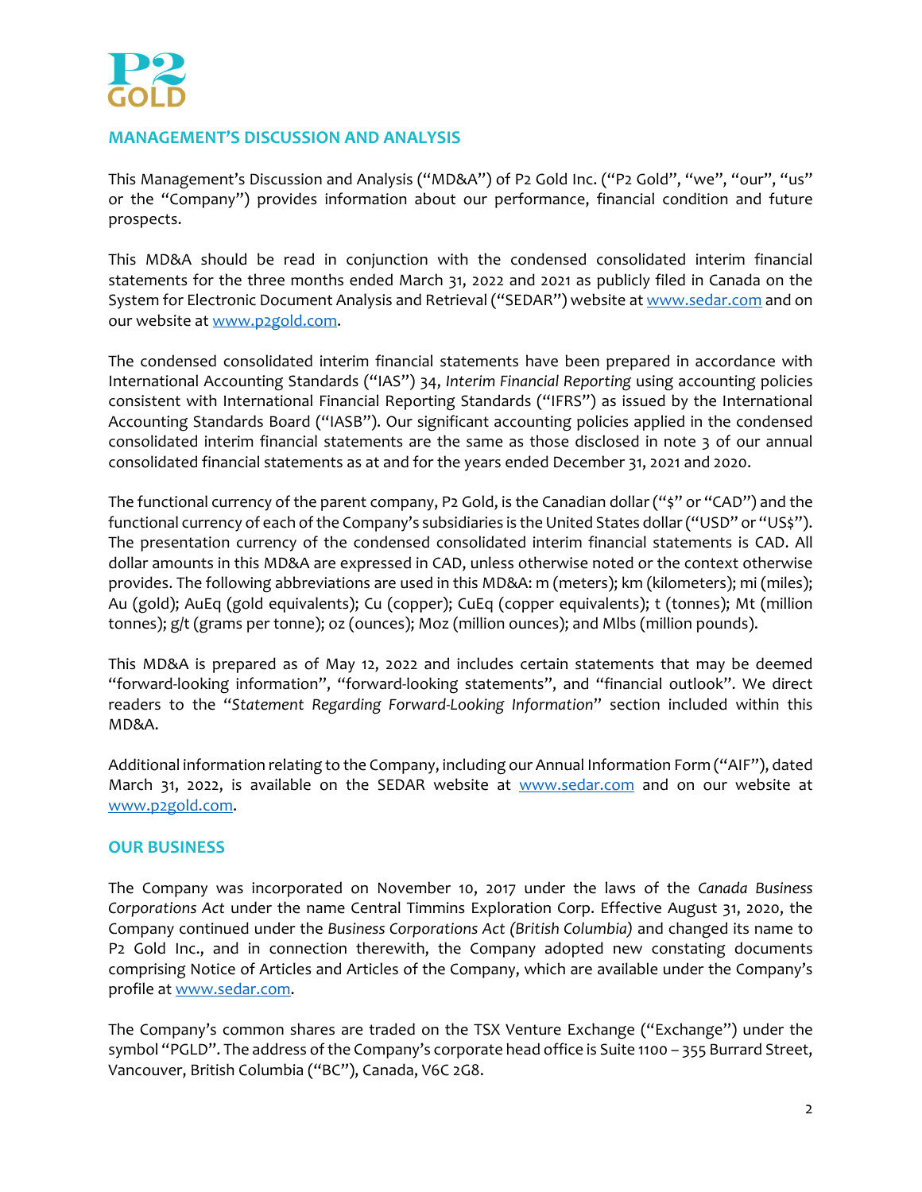## MANAGEMENT'S DISCUSSION AND ANALYSIS

This Management's Discussion and Analysis ("MD&A") of P2 Gold Inc. ("P2 Gold", "we", "our", "us" or the "Company") provides information about our performance, financial condition and future prospects.

This MD&A should be read in conjunction with the condensed consolidated interim financial statements for the three months ended March 31, 2022 and 2021 as publicly filed in Canada on the System for Electronic Document Analysis and Retrieval ("SEDAR") website at www.sedar.com and on our website at www.p2gold.com.

The condensed consolidated interim financial statements have been prepared in accordance with International Accounting Standards ("IAS") 34, *Interim Financial Reporting* using accounting policies consistent with International Financial Reporting Standards ("IFRS") as issued by the International Accounting Standards Board ("IASB"). Our significant accounting policies applied in the condensed consolidated interim financial statements are the same as those disclosed in note 3 of our annual consolidated financial statements as at and for the years ended December 31, 2021 and 2020.

The functional currency of the parent company, P2 Gold, is the Canadian dollar ("$" or "CAD") and the functional currency of each of the Company's subsidiaries is the United States dollar ("USD" or "US$"). The presentation currency of the condensed consolidated interim financial statements is CAD. All dollar amounts in this MD&A are expressed in CAD, unless otherwise noted or the context otherwise provides. The following abbreviations are used in this MD&A: m (meters); km (kilometers); mi (miles); Au (gold); AuEq (gold equivalents); Cu (copper); CuEq (copper equivalents); t (tonnes); Mt (million tonnes); g/t (grams per tonne); oz (ounces); Moz (million ounces); and Mlbs (million pounds).

This MD&A is prepared as of May 12, 2022 and includes certain statements that may be deemed "forward-looking information", "forward-looking statements", and "financial outlook". We direct readers to the "*Statement Regarding Forward-Looking Information*" section included within this MD&A.

Additional information relating to the Company, including our Annual Information Form ("AIF"), dated March 31, 2022, is available on the SEDAR website at www.sedar.com and on our website at www.p2gold.com.

## OUR BUSINESS

The Company was incorporated on November 10, 2017 under the laws of the *Canada Business Corporations Act* under the name Central Timmins Exploration Corp. Effective August 31, 2020, the Company continued under the *Business Corporations Act (British Columbia)* and changed its name to P2 Gold Inc., and in connection therewith, the Company adopted new constating documents comprising Notice of Articles and Articles of the Company, which are available under the Company's profile at www.sedar.com.

The Company's common shares are traded on the TSX Venture Exchange ("Exchange") under the symbol "PGLD". The address of the Company's corporate head office is Suite 1100 – 355 Burrard Street, Vancouver, British Columbia ("BC"), Canada, V6C 2G8.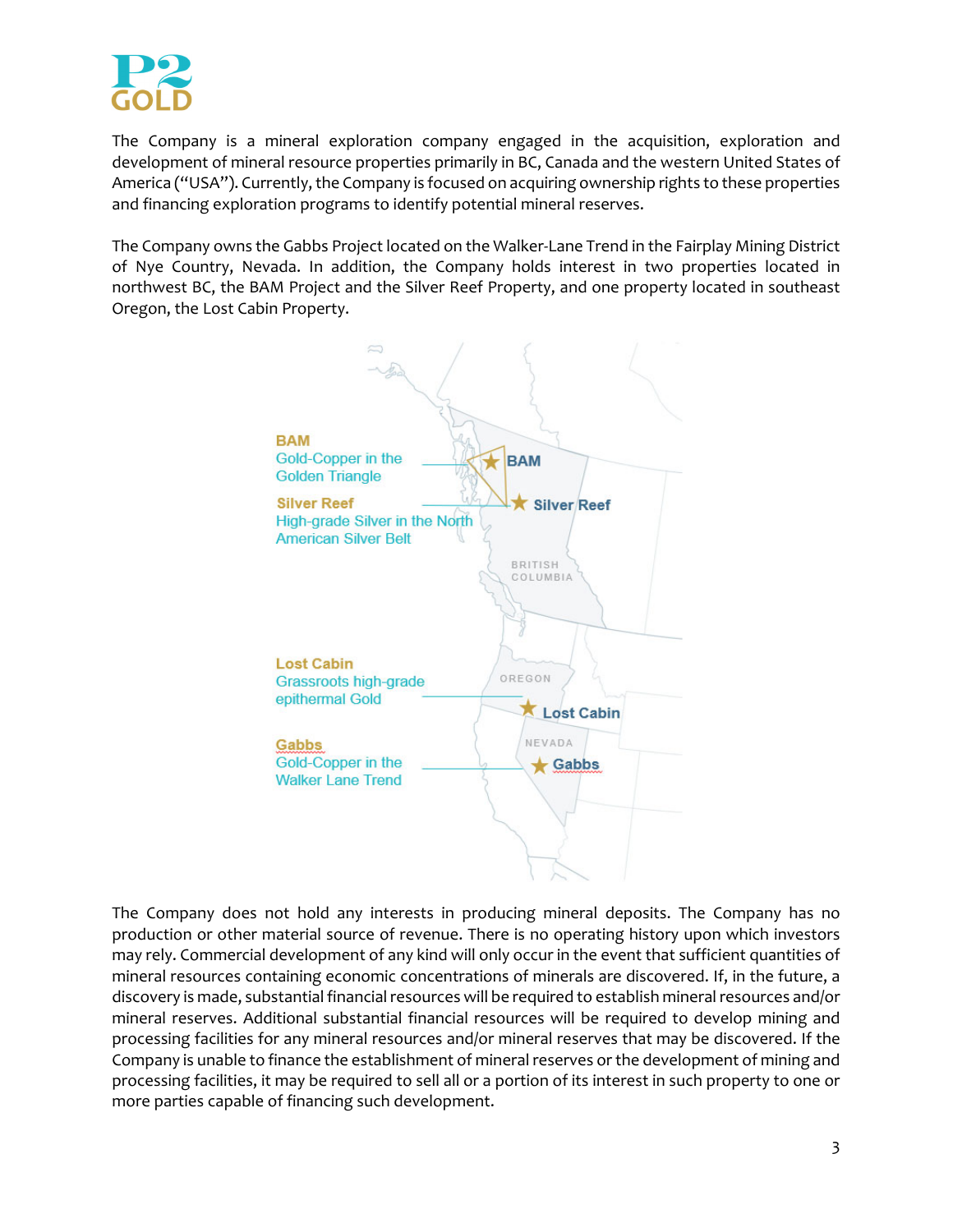The Company is a mineral exploration company engaged in the acquisition, exploration and development of mineral resource properties primarily in BC, Canada and the western United States of America ("USA"). Currently, the Company is focused on acquiring ownership rights to these properties and financing exploration programs to identify potential mineral reserves.

The Company owns the Gabbs Project located on the Walker-Lane Trend in the Fairplay Mining District of Nye Country, Nevada. In addition, the Company holds interest in two properties located in northwest BC, the BAM Project and the Silver Reef Property, and one property located in southeast Oregon, the Lost Cabin Property.

**BAM**
Gold-Copper in the Golden Triangle

**Silver Reef**
High-grade Silver in the North American Silver Belt

**Lost Cabin**
Grassroots high-grade epithermal Gold

**Gabbs**
Gold-Copper in the Walker Lane Trend

The Company does not hold any interests in producing mineral deposits. The Company has no production or other material source of revenue. There is no operating history upon which investors may rely. Commercial development of any kind will only occur in the event that sufficient quantities of mineral resources containing economic concentrations of minerals are discovered. If, in the future, a discovery is made, substantial financial resources will be required to establish mineral resources and/or mineral reserves. Additional substantial financial resources will be required to develop mining and processing facilities for any mineral resources and/or mineral reserves that may be discovered. If the Company is unable to finance the establishment of mineral reserves or the development of mining and processing facilities, it may be required to sell all or a portion of its interest in such property to one or more parties capable of financing such development.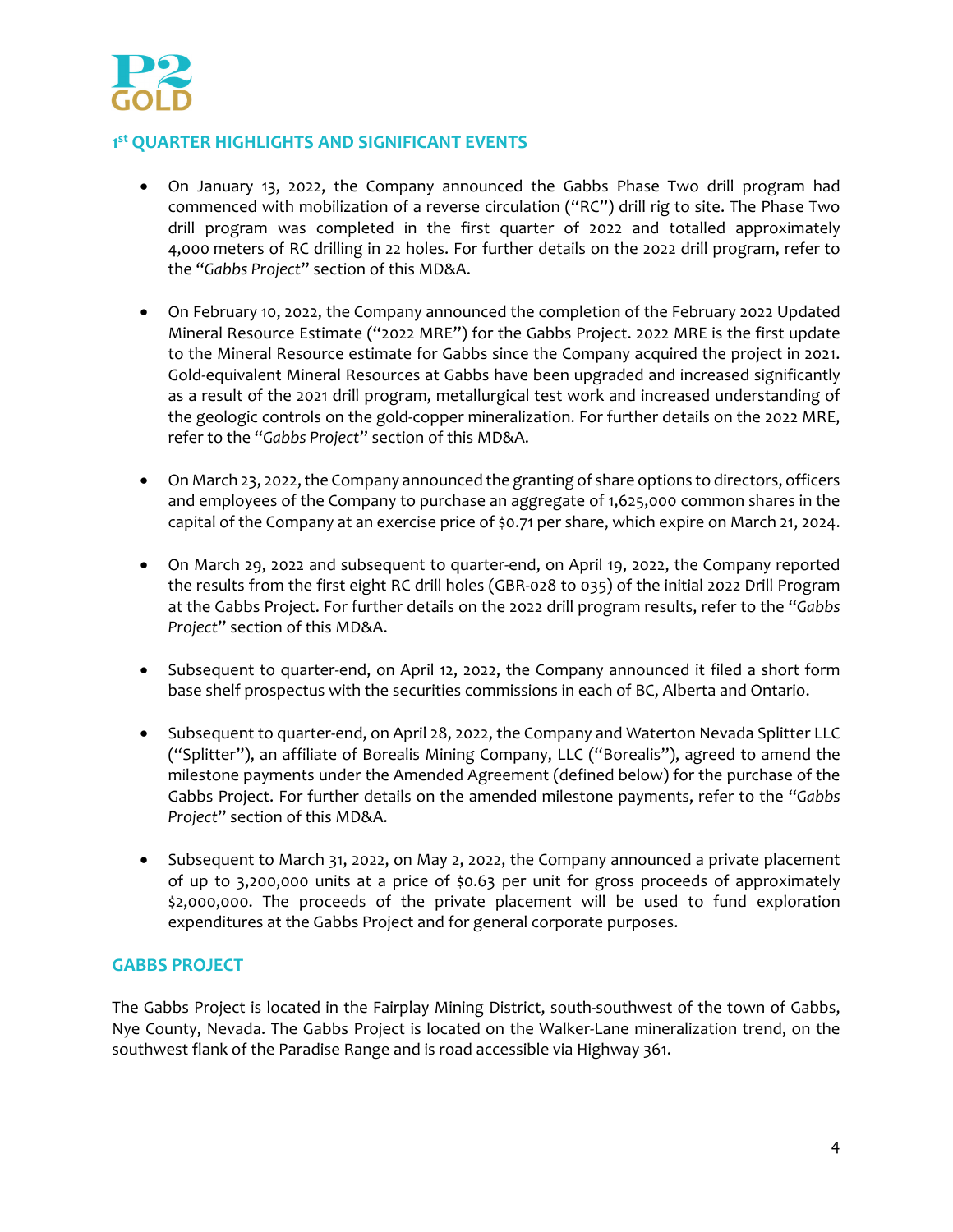## 1st QUARTER HIGHLIGHTS AND SIGNIFICANT EVENTS

- On January 13, 2022, the Company announced the Gabbs Phase Two drill program had commenced with mobilization of a reverse circulation ("RC") drill rig to site. The Phase Two drill program was completed in the first quarter of 2022 and totalled approximately 4,000 meters of RC drilling in 22 holes. For further details on the 2022 drill program, refer to the "*Gabbs Project*" section of this MD&A.

- On February 10, 2022, the Company announced the completion of the February 2022 Updated Mineral Resource Estimate ("2022 MRE") for the Gabbs Project. 2022 MRE is the first update to the Mineral Resource estimate for Gabbs since the Company acquired the project in 2021. Gold-equivalent Mineral Resources at Gabbs have been upgraded and increased significantly as a result of the 2021 drill program, metallurgical test work and increased understanding of the geologic controls on the gold-copper mineralization. For further details on the 2022 MRE, refer to the "*Gabbs Project*" section of this MD&A.

- On March 23, 2022, the Company announced the granting of share options to directors, officers and employees of the Company to purchase an aggregate of 1,625,000 common shares in the capital of the Company at an exercise price of $0.71 per share, which expire on March 21, 2024.

- On March 29, 2022 and subsequent to quarter-end, on April 19, 2022, the Company reported the results from the first eight RC drill holes (GBR-028 to 035) of the initial 2022 Drill Program at the Gabbs Project. For further details on the 2022 drill program results, refer to the "*Gabbs Project*" section of this MD&A.

- Subsequent to quarter-end, on April 12, 2022, the Company announced it filed a short form base shelf prospectus with the securities commissions in each of BC, Alberta and Ontario.

- Subsequent to quarter-end, on April 28, 2022, the Company and Waterton Nevada Splitter LLC ("Splitter"), an affiliate of Borealis Mining Company, LLC ("Borealis"), agreed to amend the milestone payments under the Amended Agreement (defined below) for the purchase of the Gabbs Project. For further details on the amended milestone payments, refer to the "*Gabbs Project*" section of this MD&A.

- Subsequent to March 31, 2022, on May 2, 2022, the Company announced a private placement of up to 3,200,000 units at a price of $0.63 per unit for gross proceeds of approximately $2,000,000. The proceeds of the private placement will be used to fund exploration expenditures at the Gabbs Project and for general corporate purposes.

## GABBS PROJECT

The Gabbs Project is located in the Fairplay Mining District, south-southwest of the town of Gabbs, Nye County, Nevada. The Gabbs Project is located on the Walker-Lane mineralization trend, on the southwest flank of the Paradise Range and is road accessible via Highway 361.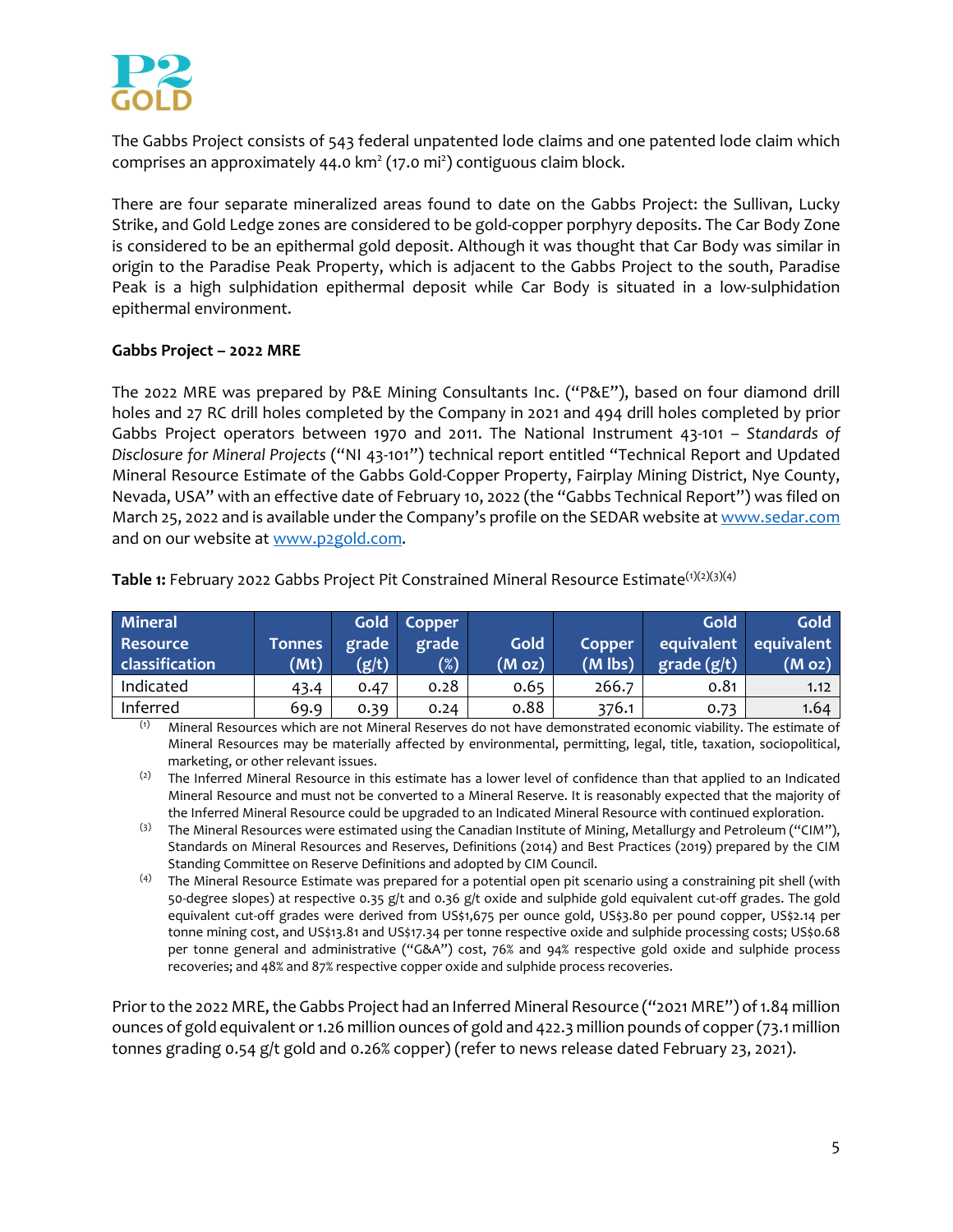The Gabbs Project consists of 543 federal unpatented lode claims and one patented lode claim which comprises an approximately 44.0 km$^2$ (17.0 mi$^2$) contiguous claim block.

There are four separate mineralized areas found to date on the Gabbs Project: the Sullivan, Lucky Strike, and Gold Ledge zones are considered to be gold-copper porphyry deposits. The Car Body Zone is considered to be an epithermal gold deposit. Although it was thought that Car Body was similar in origin to the Paradise Peak Property, which is adjacent to the Gabbs Project to the south, Paradise Peak is a high sulphidation epithermal deposit while Car Body is situated in a low-sulphidation epithermal environment.

**Gabbs Project – 2022 MRE**

The 2022 MRE was prepared by P&E Mining Consultants Inc. ("P&E"), based on four diamond drill holes and 27 RC drill holes completed by the Company in 2021 and 494 drill holes completed by prior Gabbs Project operators between 1970 and 2011. The National Instrument 43-101 – *Standards of Disclosure for Mineral Projects* ("NI 43-101") technical report entitled "Technical Report and Updated Mineral Resource Estimate of the Gabbs Gold-Copper Property, Fairplay Mining District, Nye County, Nevada, USA" with an effective date of February 10, 2022 (the "Gabbs Technical Report") was filed on March 25, 2022 and is available under the Company's profile on the SEDAR website at www.sedar.com and on our website at www.p2gold.com.

**Table 1:** February 2022 Gabbs Project Pit Constrained Mineral Resource Estimate[(1)(2)(3)(4)]

| Mineral Resource classification | Tonnes (Mt) | Gold grade (g/t) | Copper grade (%) | Gold (M oz) | Copper (M lbs) | Gold equivalent grade (g/t) | Gold equivalent (M oz) |
|---|---|---|---|---|---|---|---|
| Indicated | 43.4 | 0.47 | 0.28 | 0.65 | 266.7 | 0.81 | 1.12 |
| Inferred | 69.9 | 0.39 | 0.24 | 0.88 | 376.1 | 0.73 | 1.64 |

(1) Mineral Resources which are not Mineral Reserves do not have demonstrated economic viability. The estimate of Mineral Resources may be materially affected by environmental, permitting, legal, title, taxation, sociopolitical, marketing, or other relevant issues.

(2) The Inferred Mineral Resource in this estimate has a lower level of confidence than that applied to an Indicated Mineral Resource and must not be converted to a Mineral Reserve. It is reasonably expected that the majority of the Inferred Mineral Resource could be upgraded to an Indicated Mineral Resource with continued exploration.

(3) The Mineral Resources were estimated using the Canadian Institute of Mining, Metallurgy and Petroleum ("CIM"), Standards on Mineral Resources and Reserves, Definitions (2014) and Best Practices (2019) prepared by the CIM Standing Committee on Reserve Definitions and adopted by CIM Council.

(4) The Mineral Resource Estimate was prepared for a potential open pit scenario using a constraining pit shell (with 50-degree slopes) at respective 0.35 g/t and 0.36 g/t oxide and sulphide gold equivalent cut-off grades. The gold equivalent cut-off grades were derived from US$1,675 per ounce gold, US$3.80 per pound copper, US$2.14 per tonne mining cost, and US$13.81 and US$17.34 per tonne respective oxide and sulphide processing costs; US$0.68 per tonne general and administrative ("G&A") cost, 76% and 94% respective gold oxide and sulphide process recoveries; and 48% and 87% respective copper oxide and sulphide process recoveries.

Prior to the 2022 MRE, the Gabbs Project had an Inferred Mineral Resource ("2021 MRE") of 1.84 million ounces of gold equivalent or 1.26 million ounces of gold and 422.3 million pounds of copper (73.1 million tonnes grading 0.54 g/t gold and 0.26% copper) (refer to news release dated February 23, 2021).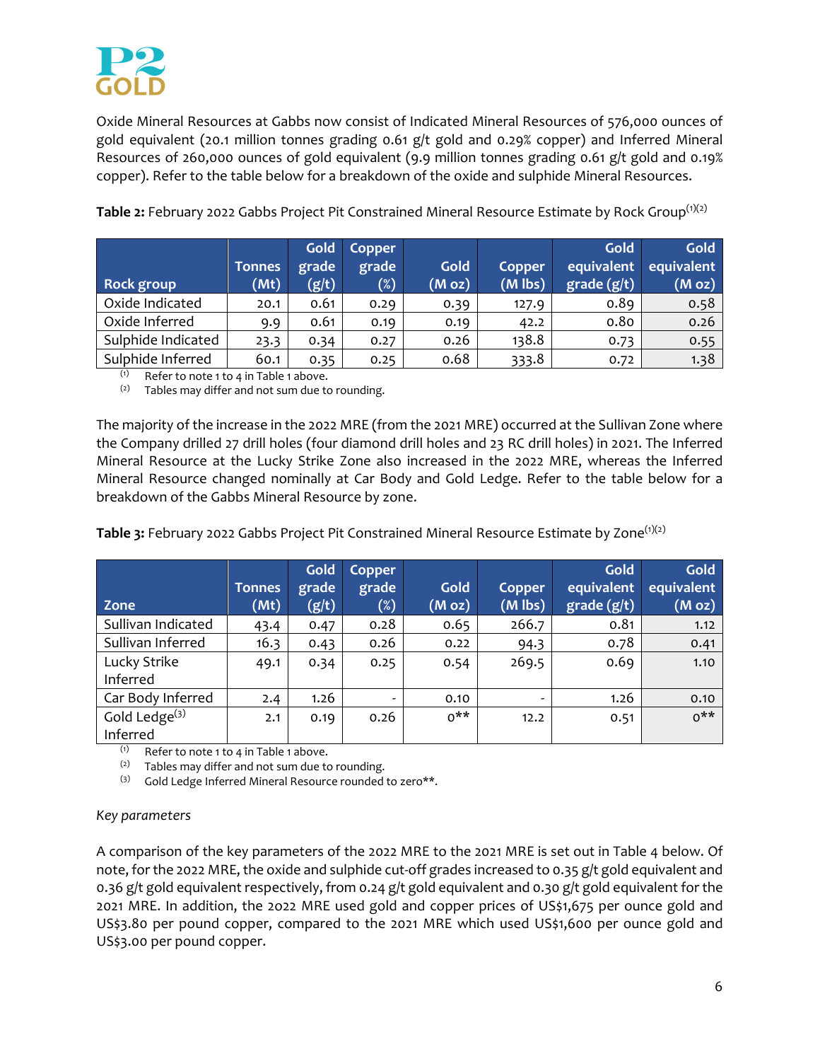Oxide Mineral Resources at Gabbs now consist of Indicated Mineral Resources of 576,000 ounces of gold equivalent (20.1 million tonnes grading 0.61 g/t gold and 0.29% copper) and Inferred Mineral Resources of 260,000 ounces of gold equivalent (9.9 million tonnes grading 0.61 g/t gold and 0.19% copper). Refer to the table below for a breakdown of the oxide and sulphide Mineral Resources.

**Table 2:** February 2022 Gabbs Project Pit Constrained Mineral Resource Estimate by Rock Group(1)(2)

| Rock group | Tonnes (Mt) | Gold grade (g/t) | Copper grade (%) | Gold (M oz) | Copper (M lbs) | Gold equivalent grade (g/t) | Gold equivalent (M oz) |
|---|---|---|---|---|---|---|---|
| Oxide Indicated | 20.1 | 0.61 | 0.29 | 0.39 | 127.9 | 0.89 | 0.58 |
| Oxide Inferred | 9.9 | 0.61 | 0.19 | 0.19 | 42.2 | 0.80 | 0.26 |
| Sulphide Indicated | 23.3 | 0.34 | 0.27 | 0.26 | 138.8 | 0.73 | 0.55 |
| Sulphide Inferred | 60.1 | 0.35 | 0.25 | 0.68 | 333.8 | 0.72 | 1.38 |

(1) Refer to note 1 to 4 in Table 1 above.
(2) Tables may differ and not sum due to rounding.

The majority of the increase in the 2022 MRE (from the 2021 MRE) occurred at the Sullivan Zone where the Company drilled 27 drill holes (four diamond drill holes and 23 RC drill holes) in 2021. The Inferred Mineral Resource at the Lucky Strike Zone also increased in the 2022 MRE, whereas the Inferred Mineral Resource changed nominally at Car Body and Gold Ledge. Refer to the table below for a breakdown of the Gabbs Mineral Resource by zone.

**Table 3:** February 2022 Gabbs Project Pit Constrained Mineral Resource Estimate by Zone(1)(2)

| Zone | Tonnes (Mt) | Gold grade (g/t) | Copper grade (%) | Gold (M oz) | Copper (M lbs) | Gold equivalent grade (g/t) | Gold equivalent (M oz) |
|---|---|---|---|---|---|---|---|
| Sullivan Indicated | 43.4 | 0.47 | 0.28 | 0.65 | 266.7 | 0.81 | 1.12 |
| Sullivan Inferred | 16.3 | 0.43 | 0.26 | 0.22 | 94.3 | 0.78 | 0.41 |
| Lucky Strike Inferred | 49.1 | 0.34 | 0.25 | 0.54 | 269.5 | 0.69 | 1.10 |
| Car Body Inferred | 2.4 | 1.26 | - | 0.10 | - | 1.26 | 0.10 |
| Gold Ledge(3) Inferred | 2.1 | 0.19 | 0.26 | 0** | 12.2 | 0.51 | 0** |

(1) Refer to note 1 to 4 in Table 1 above.
(2) Tables may differ and not sum due to rounding.
(3) Gold Ledge Inferred Mineral Resource rounded to zero**.

*Key parameters*

A comparison of the key parameters of the 2022 MRE to the 2021 MRE is set out in Table 4 below. Of note, for the 2022 MRE, the oxide and sulphide cut-off grades increased to 0.35 g/t gold equivalent and 0.36 g/t gold equivalent respectively, from 0.24 g/t gold equivalent and 0.30 g/t gold equivalent for the 2021 MRE. In addition, the 2022 MRE used gold and copper prices of US$1,675 per ounce gold and US$3.80 per pound copper, compared to the 2021 MRE which used US$1,600 per ounce gold and US$3.00 per pound copper.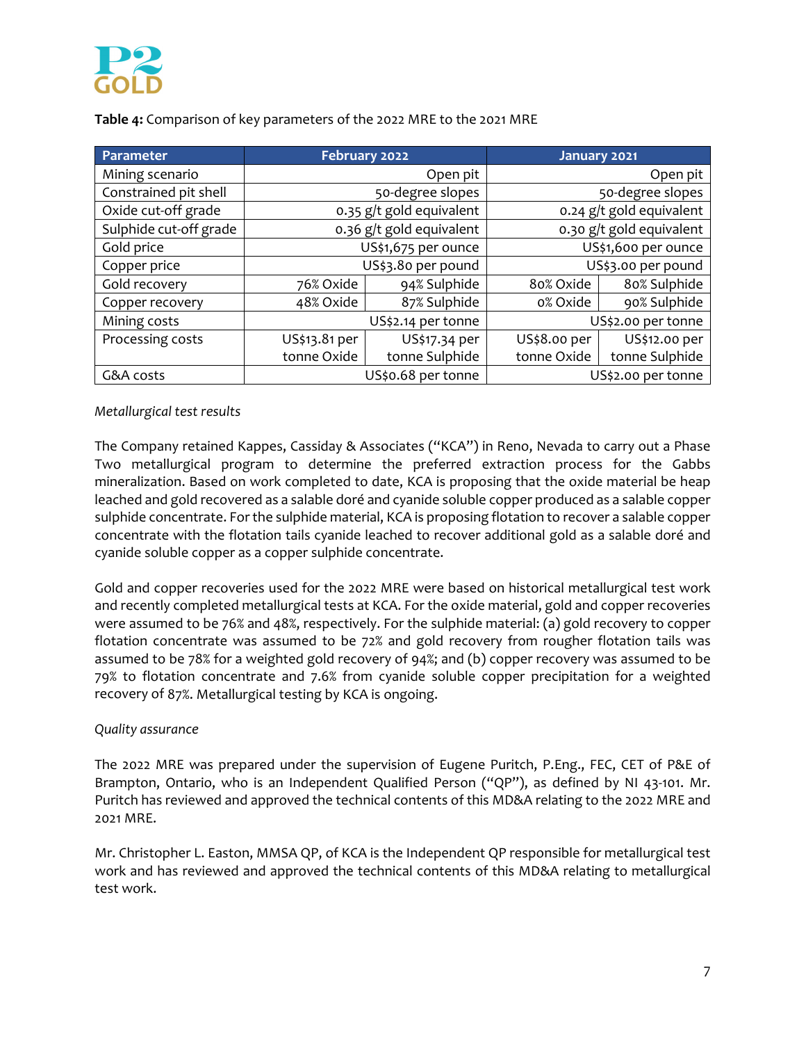**Table 4:** Comparison of key parameters of the 2022 MRE to the 2021 MRE

| Parameter | February 2022 | | January 2021 | |
|---|---|---|---|---|
| Mining scenario | Open pit | | Open pit | |
| Constrained pit shell | 50-degree slopes | | 50-degree slopes | |
| Oxide cut-off grade | 0.35 g/t gold equivalent | | 0.24 g/t gold equivalent | |
| Sulphide cut-off grade | 0.36 g/t gold equivalent | | 0.30 g/t gold equivalent | |
| Gold price | US$1,675 per ounce | | US$1,600 per ounce | |
| Copper price | US$3.80 per pound | | US$3.00 per pound | |
| Gold recovery | 76% Oxide | 94% Sulphide | 80% Oxide | 80% Sulphide |
| Copper recovery | 48% Oxide | 87% Sulphide | 0% Oxide | 90% Sulphide |
| Mining costs | US$2.14 per tonne | | US$2.00 per tonne | |
| Processing costs | US$13.81 per tonne Oxide | US$17.34 per tonne Sulphide | US$8.00 per tonne Oxide | US$12.00 per tonne Sulphide |
| G&A costs | US$0.68 per tonne | | US$2.00 per tonne | |

*Metallurgical test results*

The Company retained Kappes, Cassiday & Associates ("KCA") in Reno, Nevada to carry out a Phase Two metallurgical program to determine the preferred extraction process for the Gabbs mineralization. Based on work completed to date, KCA is proposing that the oxide material be heap leached and gold recovered as a salable doré and cyanide soluble copper produced as a salable copper sulphide concentrate. For the sulphide material, KCA is proposing flotation to recover a salable copper concentrate with the flotation tails cyanide leached to recover additional gold as a salable doré and cyanide soluble copper as a copper sulphide concentrate.

Gold and copper recoveries used for the 2022 MRE were based on historical metallurgical test work and recently completed metallurgical tests at KCA. For the oxide material, gold and copper recoveries were assumed to be 76% and 48%, respectively. For the sulphide material: (a) gold recovery to copper flotation concentrate was assumed to be 72% and gold recovery from rougher flotation tails was assumed to be 78% for a weighted gold recovery of 94%; and (b) copper recovery was assumed to be 79% to flotation concentrate and 7.6% from cyanide soluble copper precipitation for a weighted recovery of 87%. Metallurgical testing by KCA is ongoing.

*Quality assurance*

The 2022 MRE was prepared under the supervision of Eugene Puritch, P.Eng., FEC, CET of P&E of Brampton, Ontario, who is an Independent Qualified Person ("QP"), as defined by NI 43-101. Mr. Puritch has reviewed and approved the technical contents of this MD&A relating to the 2022 MRE and 2021 MRE.

Mr. Christopher L. Easton, MMSA QP, of KCA is the Independent QP responsible for metallurgical test work and has reviewed and approved the technical contents of this MD&A relating to metallurgical test work.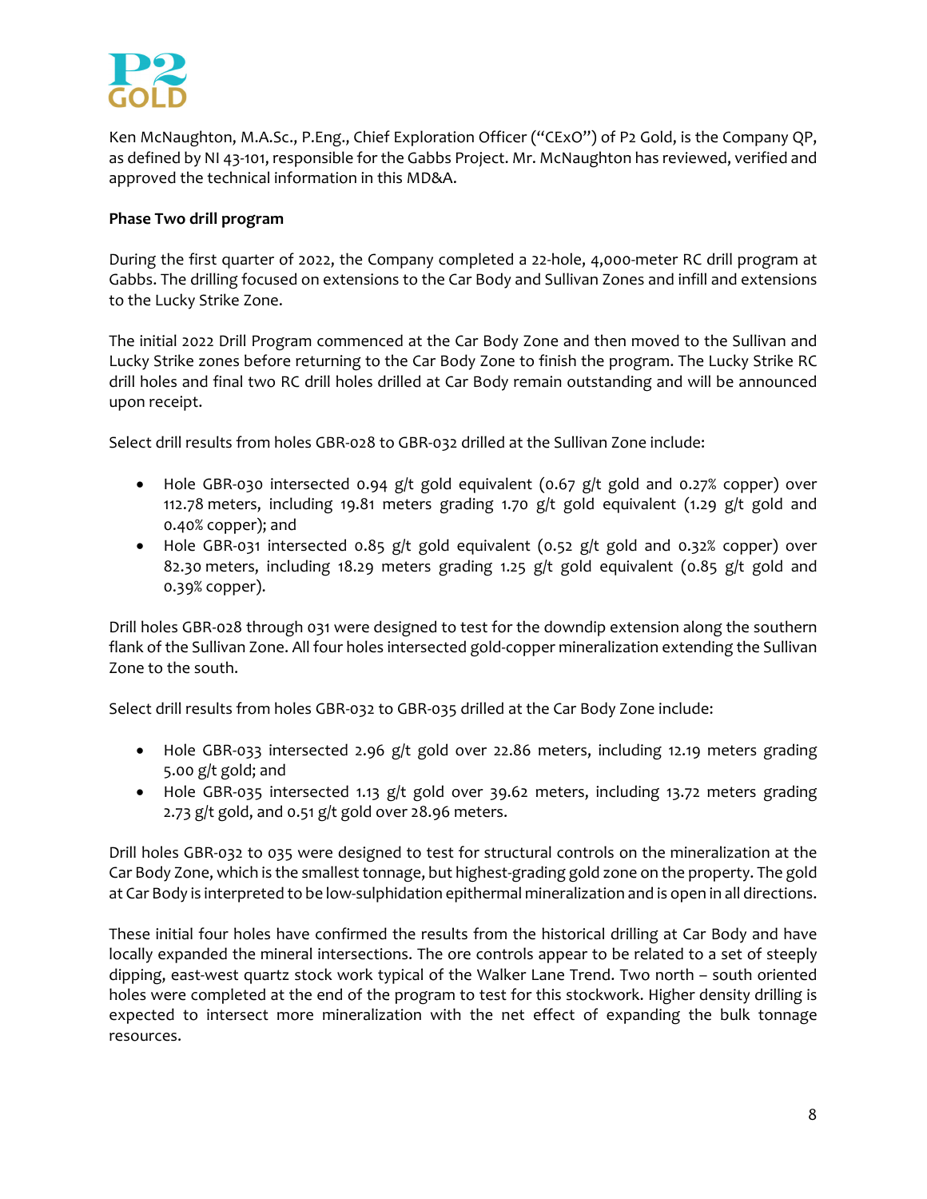Ken McNaughton, M.A.Sc., P.Eng., Chief Exploration Officer ("CExO") of P2 Gold, is the Company QP, as defined by NI 43-101, responsible for the Gabbs Project. Mr. McNaughton has reviewed, verified and approved the technical information in this MD&A.

**Phase Two drill program**

During the first quarter of 2022, the Company completed a 22-hole, 4,000-meter RC drill program at Gabbs. The drilling focused on extensions to the Car Body and Sullivan Zones and infill and extensions to the Lucky Strike Zone.

The initial 2022 Drill Program commenced at the Car Body Zone and then moved to the Sullivan and Lucky Strike zones before returning to the Car Body Zone to finish the program. The Lucky Strike RC drill holes and final two RC drill holes drilled at Car Body remain outstanding and will be announced upon receipt.

Select drill results from holes GBR-028 to GBR-032 drilled at the Sullivan Zone include:

- Hole GBR-030 intersected 0.94 g/t gold equivalent (0.67 g/t gold and 0.27% copper) over 112.78 meters, including 19.81 meters grading 1.70 g/t gold equivalent (1.29 g/t gold and 0.40% copper); and
- Hole GBR-031 intersected 0.85 g/t gold equivalent (0.52 g/t gold and 0.32% copper) over 82.30 meters, including 18.29 meters grading 1.25 g/t gold equivalent (0.85 g/t gold and 0.39% copper).

Drill holes GBR-028 through 031 were designed to test for the downdip extension along the southern flank of the Sullivan Zone. All four holes intersected gold-copper mineralization extending the Sullivan Zone to the south.

Select drill results from holes GBR-032 to GBR-035 drilled at the Car Body Zone include:

- Hole GBR-033 intersected 2.96 g/t gold over 22.86 meters, including 12.19 meters grading 5.00 g/t gold; and
- Hole GBR-035 intersected 1.13 g/t gold over 39.62 meters, including 13.72 meters grading 2.73 g/t gold, and 0.51 g/t gold over 28.96 meters.

Drill holes GBR-032 to 035 were designed to test for structural controls on the mineralization at the Car Body Zone, which is the smallest tonnage, but highest-grading gold zone on the property. The gold at Car Body is interpreted to be low-sulphidation epithermal mineralization and is open in all directions.

These initial four holes have confirmed the results from the historical drilling at Car Body and have locally expanded the mineral intersections. The ore controls appear to be related to a set of steeply dipping, east-west quartz stock work typical of the Walker Lane Trend. Two north – south oriented holes were completed at the end of the program to test for this stockwork. Higher density drilling is expected to intersect more mineralization with the net effect of expanding the bulk tonnage resources.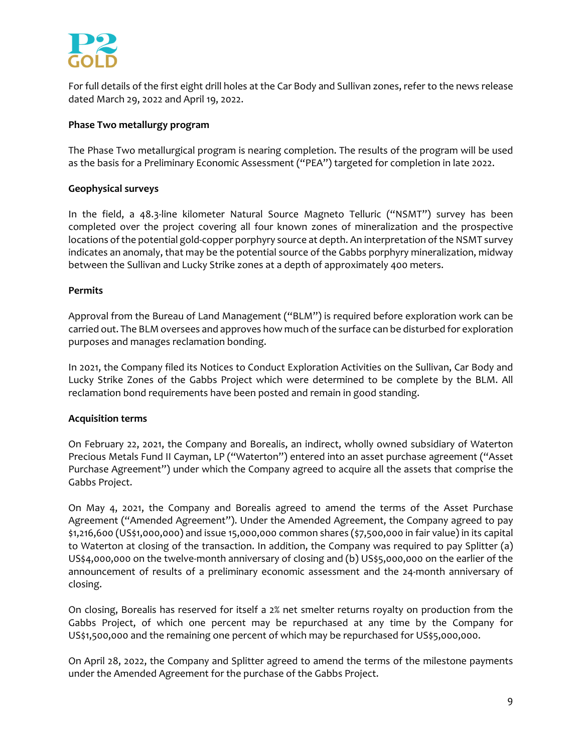For full details of the first eight drill holes at the Car Body and Sullivan zones, refer to the news release dated March 29, 2022 and April 19, 2022.

**Phase Two metallurgy program**

The Phase Two metallurgical program is nearing completion. The results of the program will be used as the basis for a Preliminary Economic Assessment ("PEA") targeted for completion in late 2022.

**Geophysical surveys**

In the field, a 48.3-line kilometer Natural Source Magneto Telluric ("NSMT") survey has been completed over the project covering all four known zones of mineralization and the prospective locations of the potential gold-copper porphyry source at depth. An interpretation of the NSMT survey indicates an anomaly, that may be the potential source of the Gabbs porphyry mineralization, midway between the Sullivan and Lucky Strike zones at a depth of approximately 400 meters.

**Permits**

Approval from the Bureau of Land Management ("BLM") is required before exploration work can be carried out. The BLM oversees and approves how much of the surface can be disturbed for exploration purposes and manages reclamation bonding.

In 2021, the Company filed its Notices to Conduct Exploration Activities on the Sullivan, Car Body and Lucky Strike Zones of the Gabbs Project which were determined to be complete by the BLM. All reclamation bond requirements have been posted and remain in good standing.

**Acquisition terms**

On February 22, 2021, the Company and Borealis, an indirect, wholly owned subsidiary of Waterton Precious Metals Fund II Cayman, LP ("Waterton") entered into an asset purchase agreement ("Asset Purchase Agreement") under which the Company agreed to acquire all the assets that comprise the Gabbs Project.

On May 4, 2021, the Company and Borealis agreed to amend the terms of the Asset Purchase Agreement ("Amended Agreement"). Under the Amended Agreement, the Company agreed to pay $1,216,600 (US$1,000,000) and issue 15,000,000 common shares ($7,500,000 in fair value) in its capital to Waterton at closing of the transaction. In addition, the Company was required to pay Splitter (a) US$4,000,000 on the twelve-month anniversary of closing and (b) US$5,000,000 on the earlier of the announcement of results of a preliminary economic assessment and the 24-month anniversary of closing.

On closing, Borealis has reserved for itself a 2% net smelter returns royalty on production from the Gabbs Project, of which one percent may be repurchased at any time by the Company for US$1,500,000 and the remaining one percent of which may be repurchased for US$5,000,000.

On April 28, 2022, the Company and Splitter agreed to amend the terms of the milestone payments under the Amended Agreement for the purchase of the Gabbs Project.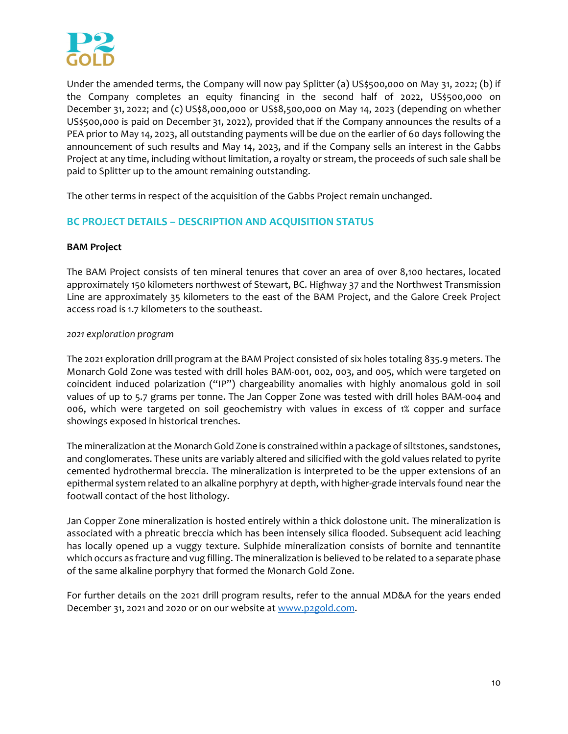Under the amended terms, the Company will now pay Splitter (a) US$500,000 on May 31, 2022; (b) if the Company completes an equity financing in the second half of 2022, US$500,000 on December 31, 2022; and (c) US$8,000,000 or US$8,500,000 on May 14, 2023 (depending on whether US$500,000 is paid on December 31, 2022), provided that if the Company announces the results of a PEA prior to May 14, 2023, all outstanding payments will be due on the earlier of 60 days following the announcement of such results and May 14, 2023, and if the Company sells an interest in the Gabbs Project at any time, including without limitation, a royalty or stream, the proceeds of such sale shall be paid to Splitter up to the amount remaining outstanding.

The other terms in respect of the acquisition of the Gabbs Project remain unchanged.

## BC PROJECT DETAILS – DESCRIPTION AND ACQUISITION STATUS

**BAM Project**

The BAM Project consists of ten mineral tenures that cover an area of over 8,100 hectares, located approximately 150 kilometers northwest of Stewart, BC. Highway 37 and the Northwest Transmission Line are approximately 35 kilometers to the east of the BAM Project, and the Galore Creek Project access road is 1.7 kilometers to the southeast.

*2021 exploration program*

The 2021 exploration drill program at the BAM Project consisted of six holes totaling 835.9 meters. The Monarch Gold Zone was tested with drill holes BAM-001, 002, 003, and 005, which were targeted on coincident induced polarization ("IP") chargeability anomalies with highly anomalous gold in soil values of up to 5.7 grams per tonne. The Jan Copper Zone was tested with drill holes BAM-004 and 006, which were targeted on soil geochemistry with values in excess of 1% copper and surface showings exposed in historical trenches.

The mineralization at the Monarch Gold Zone is constrained within a package of siltstones, sandstones, and conglomerates. These units are variably altered and silicified with the gold values related to pyrite cemented hydrothermal breccia. The mineralization is interpreted to be the upper extensions of an epithermal system related to an alkaline porphyry at depth, with higher-grade intervals found near the footwall contact of the host lithology.

Jan Copper Zone mineralization is hosted entirely within a thick dolostone unit. The mineralization is associated with a phreatic breccia which has been intensely silica flooded. Subsequent acid leaching has locally opened up a vuggy texture. Sulphide mineralization consists of bornite and tennantite which occurs as fracture and vug filling. The mineralization is believed to be related to a separate phase of the same alkaline porphyry that formed the Monarch Gold Zone.

For further details on the 2021 drill program results, refer to the annual MD&A for the years ended December 31, 2021 and 2020 or on our website at [www.p2gold.com](http://www.p2gold.com).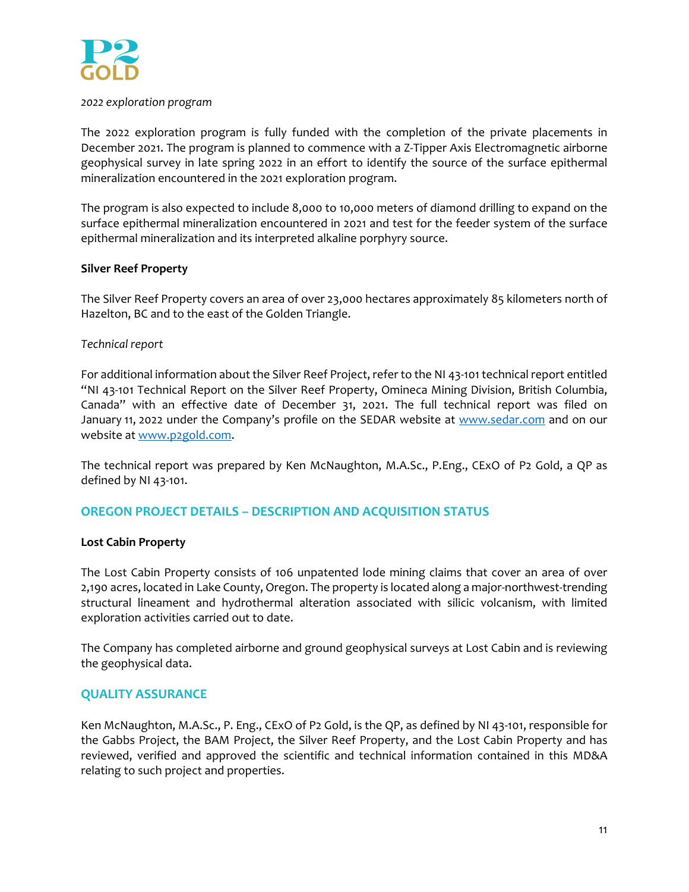*2022 exploration program*

The 2022 exploration program is fully funded with the completion of the private placements in December 2021. The program is planned to commence with a Z-Tipper Axis Electromagnetic airborne geophysical survey in late spring 2022 in an effort to identify the source of the surface epithermal mineralization encountered in the 2021 exploration program.

The program is also expected to include 8,000 to 10,000 meters of diamond drilling to expand on the surface epithermal mineralization encountered in 2021 and test for the feeder system of the surface epithermal mineralization and its interpreted alkaline porphyry source.

**Silver Reef Property**

The Silver Reef Property covers an area of over 23,000 hectares approximately 85 kilometers north of Hazelton, BC and to the east of the Golden Triangle.

*Technical report*

For additional information about the Silver Reef Project, refer to the NI 43-101 technical report entitled "NI 43-101 Technical Report on the Silver Reef Property, Omineca Mining Division, British Columbia, Canada" with an effective date of December 31, 2021. The full technical report was filed on January 11, 2022 under the Company's profile on the SEDAR website at www.sedar.com and on our website at www.p2gold.com.

The technical report was prepared by Ken McNaughton, M.A.Sc., P.Eng., CExO of P2 Gold, a QP as defined by NI 43-101.

## OREGON PROJECT DETAILS – DESCRIPTION AND ACQUISITION STATUS

**Lost Cabin Property**

The Lost Cabin Property consists of 106 unpatented lode mining claims that cover an area of over 2,190 acres, located in Lake County, Oregon. The property is located along a major-northwest-trending structural lineament and hydrothermal alteration associated with silicic volcanism, with limited exploration activities carried out to date.

The Company has completed airborne and ground geophysical surveys at Lost Cabin and is reviewing the geophysical data.

## QUALITY ASSURANCE

Ken McNaughton, M.A.Sc., P. Eng., CExO of P2 Gold, is the QP, as defined by NI 43-101, responsible for the Gabbs Project, the BAM Project, the Silver Reef Property, and the Lost Cabin Property and has reviewed, verified and approved the scientific and technical information contained in this MD&A relating to such project and properties.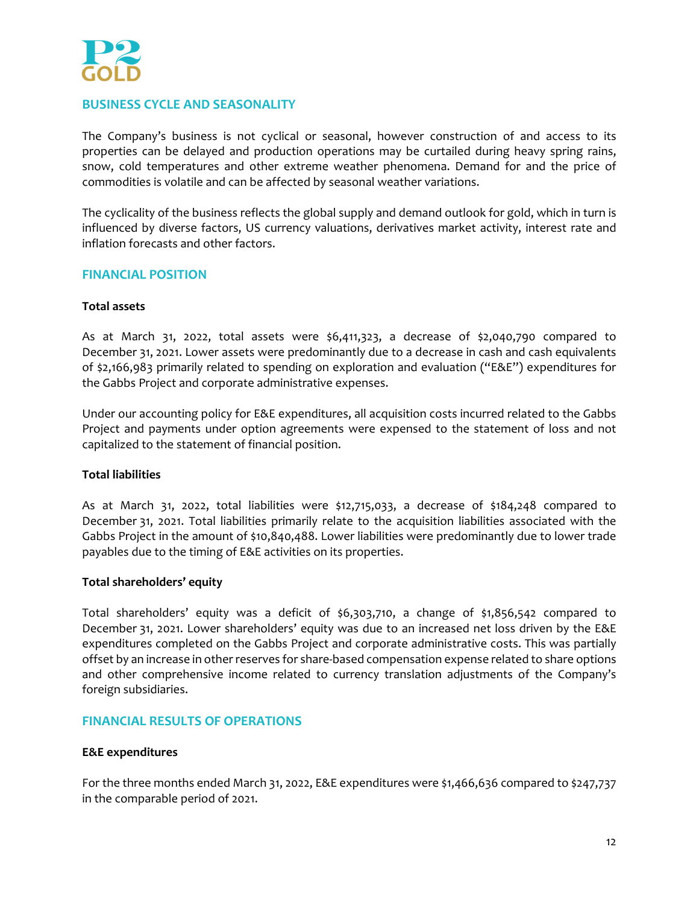## BUSINESS CYCLE AND SEASONALITY

The Company's business is not cyclical or seasonal, however construction of and access to its properties can be delayed and production operations may be curtailed during heavy spring rains, snow, cold temperatures and other extreme weather phenomena. Demand for and the price of commodities is volatile and can be affected by seasonal weather variations.

The cyclicality of the business reflects the global supply and demand outlook for gold, which in turn is influenced by diverse factors, US currency valuations, derivatives market activity, interest rate and inflation forecasts and other factors.

## FINANCIAL POSITION

**Total assets**

As at March 31, 2022, total assets were $6,411,323, a decrease of $2,040,790 compared to December 31, 2021. Lower assets were predominantly due to a decrease in cash and cash equivalents of $2,166,983 primarily related to spending on exploration and evaluation ("E&E") expenditures for the Gabbs Project and corporate administrative expenses.

Under our accounting policy for E&E expenditures, all acquisition costs incurred related to the Gabbs Project and payments under option agreements were expensed to the statement of loss and not capitalized to the statement of financial position.

**Total liabilities**

As at March 31, 2022, total liabilities were $12,715,033, a decrease of $184,248 compared to December 31, 2021. Total liabilities primarily relate to the acquisition liabilities associated with the Gabbs Project in the amount of $10,840,488. Lower liabilities were predominantly due to lower trade payables due to the timing of E&E activities on its properties.

**Total shareholders' equity**

Total shareholders' equity was a deficit of $6,303,710, a change of $1,856,542 compared to December 31, 2021. Lower shareholders' equity was due to an increased net loss driven by the E&E expenditures completed on the Gabbs Project and corporate administrative costs. This was partially offset by an increase in other reserves for share-based compensation expense related to share options and other comprehensive income related to currency translation adjustments of the Company's foreign subsidiaries.

## FINANCIAL RESULTS OF OPERATIONS

**E&E expenditures**

For the three months ended March 31, 2022, E&E expenditures were $1,466,636 compared to $247,737 in the comparable period of 2021.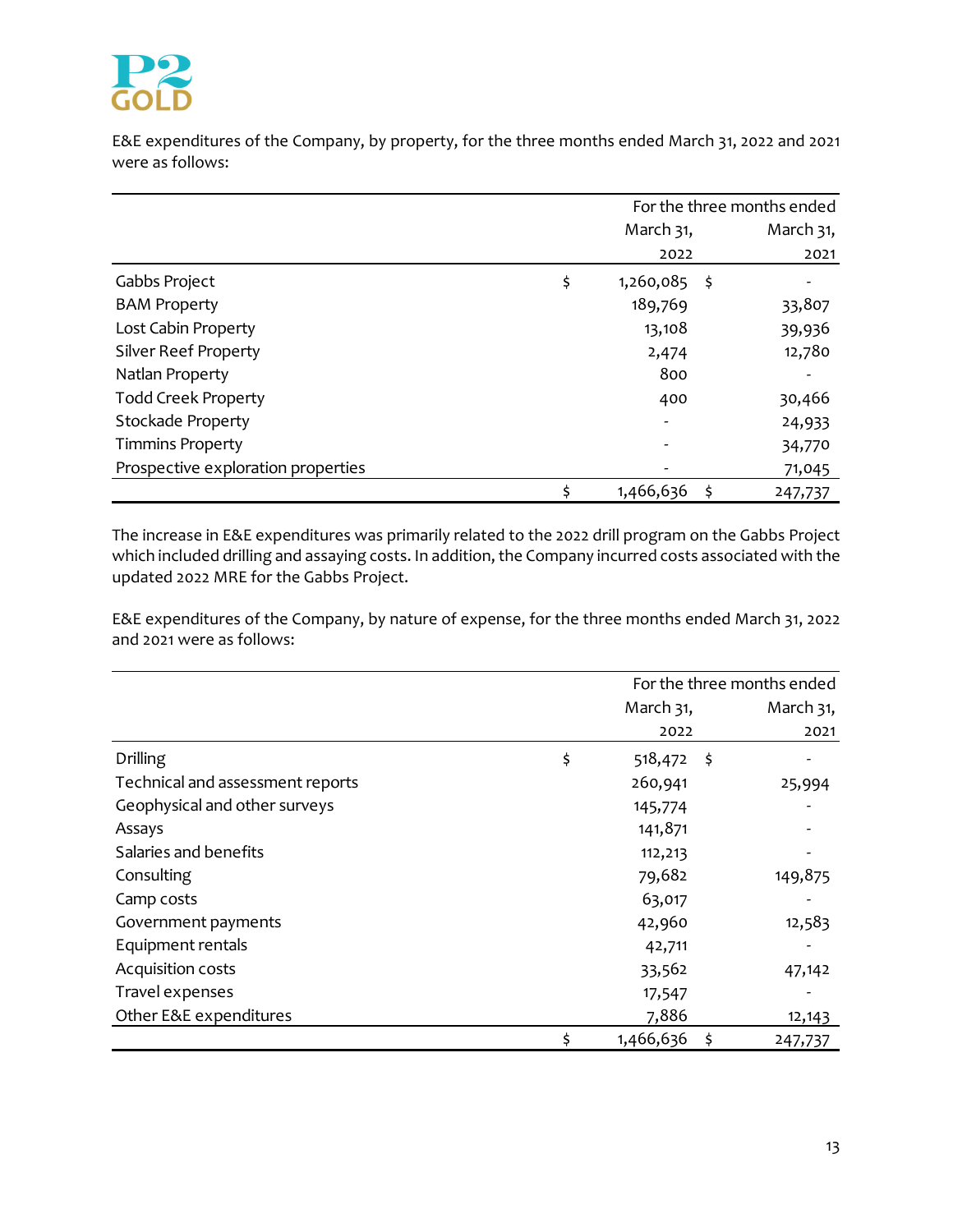E&E expenditures of the Company, by property, for the three months ended March 31, 2022 and 2021 were as follows:

| | For the three months ended | |
|---|---|---|
| | March 31, 2022 | March 31, 2021 |
| Gabbs Project | $ 1,260,085 | $ - |
| BAM Property | 189,769 | 33,807 |
| Lost Cabin Property | 13,108 | 39,936 |
| Silver Reef Property | 2,474 | 12,780 |
| Natlan Property | 800 | - |
| Todd Creek Property | 400 | 30,466 |
| Stockade Property | - | 24,933 |
| Timmins Property | - | 34,770 |
| Prospective exploration properties | - | 71,045 |
| | $ 1,466,636 | $ 247,737 |

The increase in E&E expenditures was primarily related to the 2022 drill program on the Gabbs Project which included drilling and assaying costs. In addition, the Company incurred costs associated with the updated 2022 MRE for the Gabbs Project.

E&E expenditures of the Company, by nature of expense, for the three months ended March 31, 2022 and 2021 were as follows:

| | For the three months ended | |
|---|---|---|
| | March 31, 2022 | March 31, 2021 |
| Drilling | $ 518,472 | $ - |
| Technical and assessment reports | 260,941 | 25,994 |
| Geophysical and other surveys | 145,774 | - |
| Assays | 141,871 | - |
| Salaries and benefits | 112,213 | - |
| Consulting | 79,682 | 149,875 |
| Camp costs | 63,017 | - |
| Government payments | 42,960 | 12,583 |
| Equipment rentals | 42,711 | - |
| Acquisition costs | 33,562 | 47,142 |
| Travel expenses | 17,547 | - |
| Other E&E expenditures | 7,886 | 12,143 |
| | $ 1,466,636 | $ 247,737 |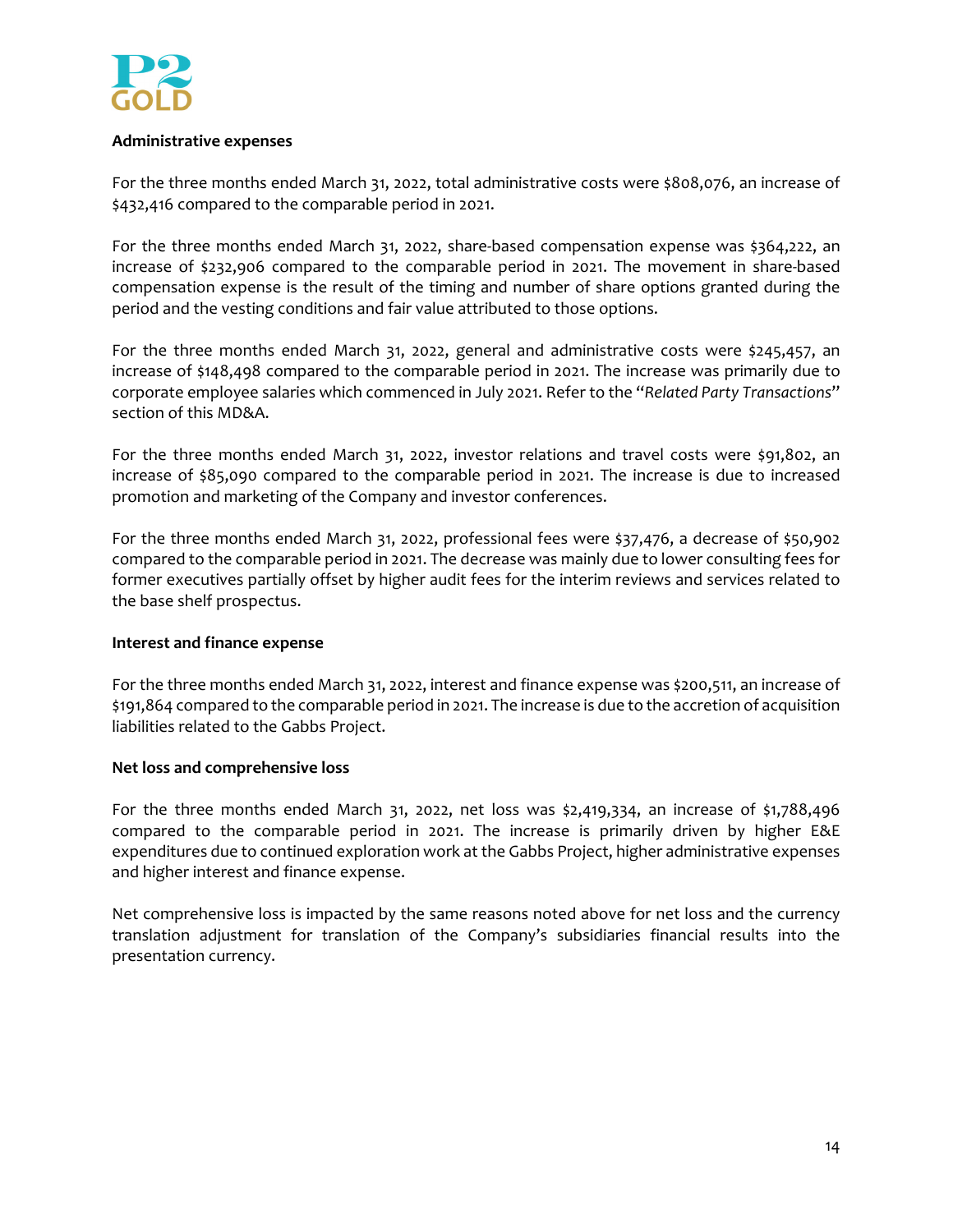**Administrative expenses**

For the three months ended March 31, 2022, total administrative costs were $808,076, an increase of $432,416 compared to the comparable period in 2021.

For the three months ended March 31, 2022, share-based compensation expense was $364,222, an increase of $232,906 compared to the comparable period in 2021. The movement in share-based compensation expense is the result of the timing and number of share options granted during the period and the vesting conditions and fair value attributed to those options.

For the three months ended March 31, 2022, general and administrative costs were $245,457, an increase of $148,498 compared to the comparable period in 2021. The increase was primarily due to corporate employee salaries which commenced in July 2021. Refer to the "*Related Party Transactions*" section of this MD&A.

For the three months ended March 31, 2022, investor relations and travel costs were $91,802, an increase of $85,090 compared to the comparable period in 2021. The increase is due to increased promotion and marketing of the Company and investor conferences.

For the three months ended March 31, 2022, professional fees were $37,476, a decrease of $50,902 compared to the comparable period in 2021. The decrease was mainly due to lower consulting fees for former executives partially offset by higher audit fees for the interim reviews and services related to the base shelf prospectus.

**Interest and finance expense**

For the three months ended March 31, 2022, interest and finance expense was $200,511, an increase of $191,864 compared to the comparable period in 2021. The increase is due to the accretion of acquisition liabilities related to the Gabbs Project.

**Net loss and comprehensive loss**

For the three months ended March 31, 2022, net loss was $2,419,334, an increase of $1,788,496 compared to the comparable period in 2021. The increase is primarily driven by higher E&E expenditures due to continued exploration work at the Gabbs Project, higher administrative expenses and higher interest and finance expense.

Net comprehensive loss is impacted by the same reasons noted above for net loss and the currency translation adjustment for translation of the Company's subsidiaries financial results into the presentation currency.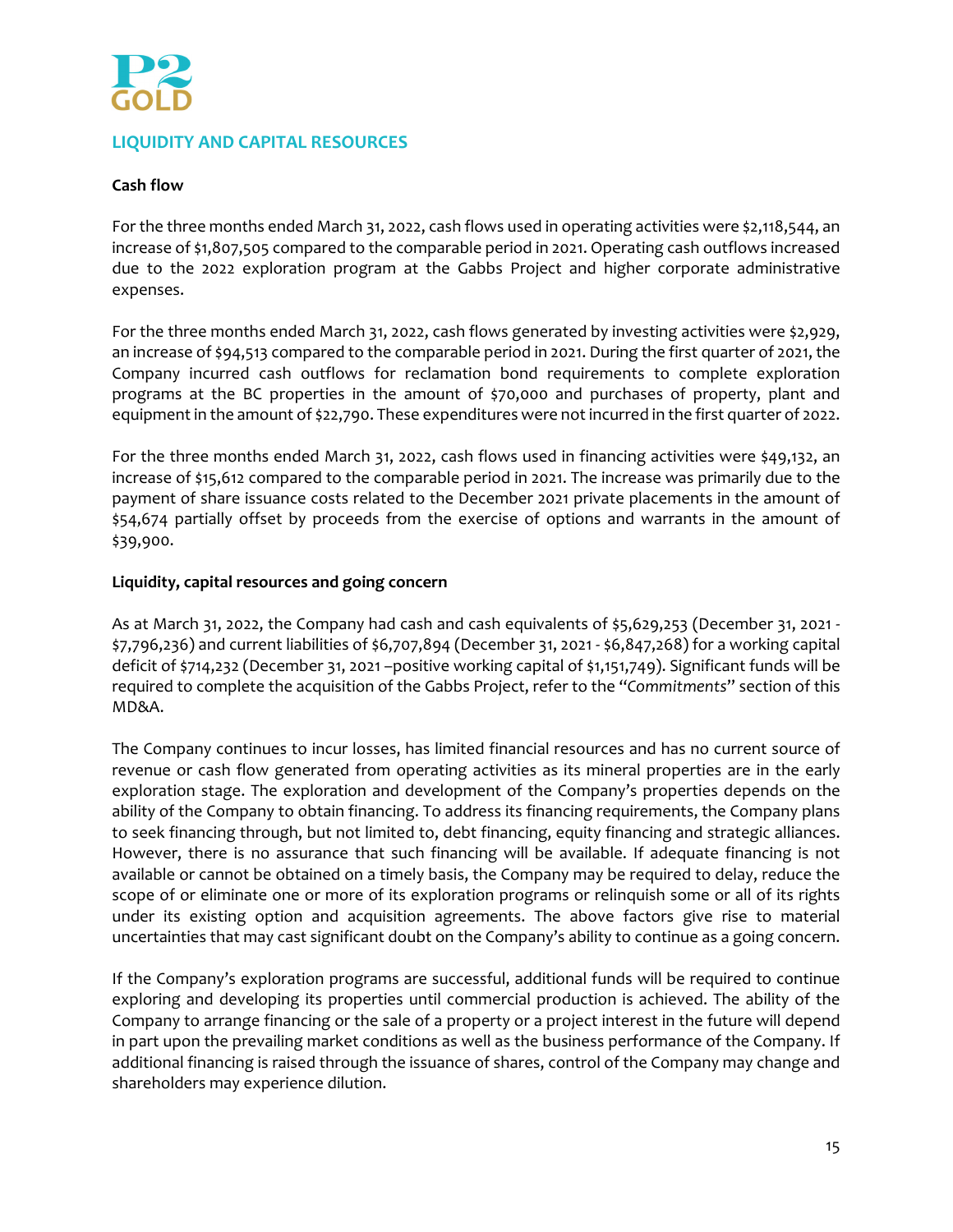## LIQUIDITY AND CAPITAL RESOURCES

### Cash flow

For the three months ended March 31, 2022, cash flows used in operating activities were $2,118,544, an increase of $1,807,505 compared to the comparable period in 2021. Operating cash outflows increased due to the 2022 exploration program at the Gabbs Project and higher corporate administrative expenses.

For the three months ended March 31, 2022, cash flows generated by investing activities were $2,929, an increase of $94,513 compared to the comparable period in 2021. During the first quarter of 2021, the Company incurred cash outflows for reclamation bond requirements to complete exploration programs at the BC properties in the amount of $70,000 and purchases of property, plant and equipment in the amount of $22,790. These expenditures were not incurred in the first quarter of 2022.

For the three months ended March 31, 2022, cash flows used in financing activities were $49,132, an increase of $15,612 compared to the comparable period in 2021. The increase was primarily due to the payment of share issuance costs related to the December 2021 private placements in the amount of $54,674 partially offset by proceeds from the exercise of options and warrants in the amount of $39,900.

### Liquidity, capital resources and going concern

As at March 31, 2022, the Company had cash and cash equivalents of $5,629,253 (December 31, 2021 - $7,796,236) and current liabilities of $6,707,894 (December 31, 2021 - $6,847,268) for a working capital deficit of $714,232 (December 31, 2021 –positive working capital of $1,151,749). Significant funds will be required to complete the acquisition of the Gabbs Project, refer to the "*Commitments*" section of this MD&A.

The Company continues to incur losses, has limited financial resources and has no current source of revenue or cash flow generated from operating activities as its mineral properties are in the early exploration stage. The exploration and development of the Company's properties depends on the ability of the Company to obtain financing. To address its financing requirements, the Company plans to seek financing through, but not limited to, debt financing, equity financing and strategic alliances. However, there is no assurance that such financing will be available. If adequate financing is not available or cannot be obtained on a timely basis, the Company may be required to delay, reduce the scope of or eliminate one or more of its exploration programs or relinquish some or all of its rights under its existing option and acquisition agreements. The above factors give rise to material uncertainties that may cast significant doubt on the Company's ability to continue as a going concern.

If the Company's exploration programs are successful, additional funds will be required to continue exploring and developing its properties until commercial production is achieved. The ability of the Company to arrange financing or the sale of a property or a project interest in the future will depend in part upon the prevailing market conditions as well as the business performance of the Company. If additional financing is raised through the issuance of shares, control of the Company may change and shareholders may experience dilution.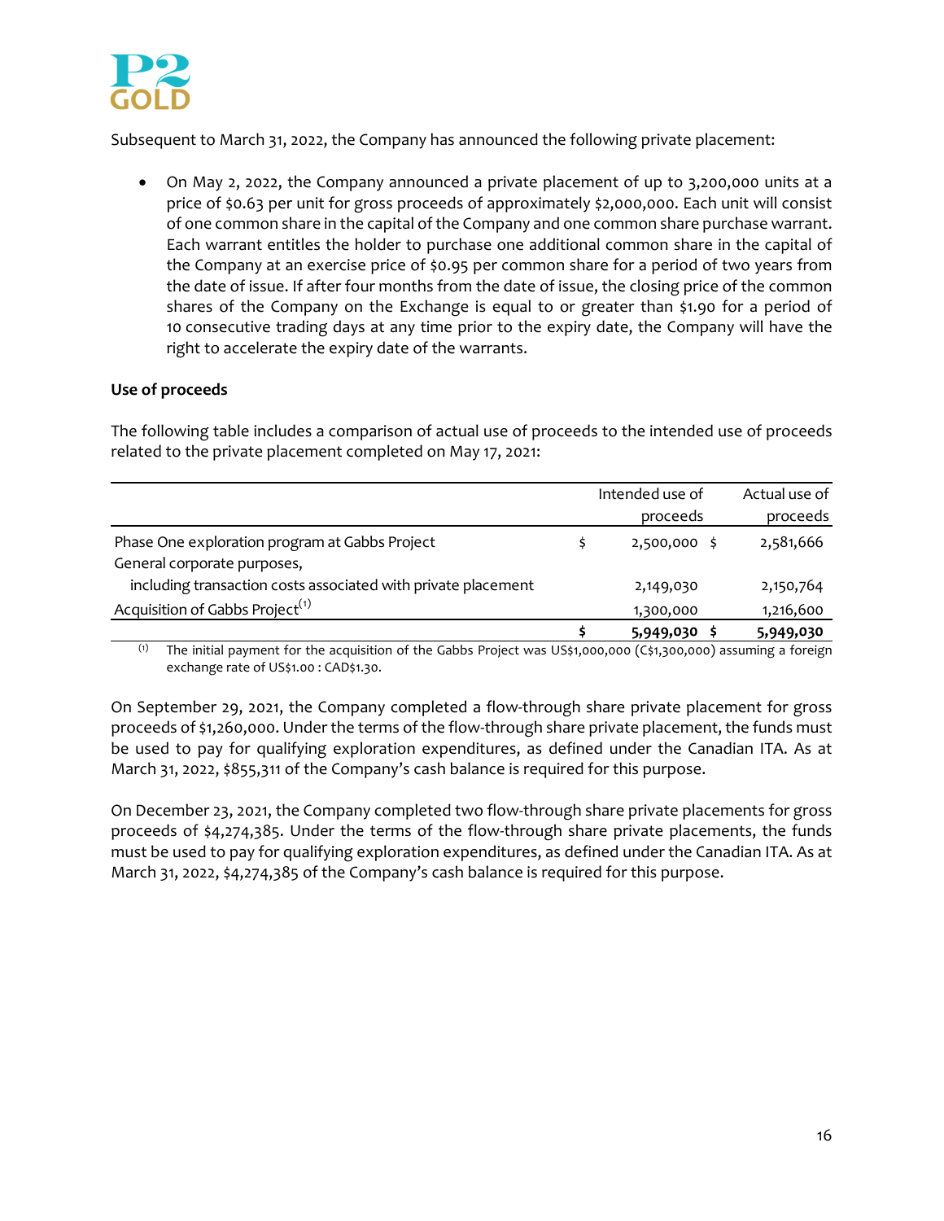Subsequent to March 31, 2022, the Company has announced the following private placement:

- On May 2, 2022, the Company announced a private placement of up to 3,200,000 units at a price of \$0.63 per unit for gross proceeds of approximately \$2,000,000. Each unit will consist of one common share in the capital of the Company and one common share purchase warrant. Each warrant entitles the holder to purchase one additional common share in the capital of the Company at an exercise price of \$0.95 per common share for a period of two years from the date of issue. If after four months from the date of issue, the closing price of the common shares of the Company on the Exchange is equal to or greater than \$1.90 for a period of 10 consecutive trading days at any time prior to the expiry date, the Company will have the right to accelerate the expiry date of the warrants.

**Use of proceeds**

The following table includes a comparison of actual use of proceeds to the intended use of proceeds related to the private placement completed on May 17, 2021:

| | Intended use of proceeds | Actual use of proceeds |
|---|---|---|
| Phase One exploration program at Gabbs Project | \$ 2,500,000 | \$ 2,581,666 |
| General corporate purposes, including transaction costs associated with private placement | 2,149,030 | 2,150,764 |
| Acquisition of Gabbs Project[1] | 1,300,000 | 1,216,600 |
| | **\$ 5,949,030** | **\$ 5,949,030** |

[1] The initial payment for the acquisition of the Gabbs Project was US\$1,000,000 (C\$1,300,000) assuming a foreign exchange rate of US\$1.00 : CAD\$1.30.

On September 29, 2021, the Company completed a flow-through share private placement for gross proceeds of \$1,260,000. Under the terms of the flow-through share private placement, the funds must be used to pay for qualifying exploration expenditures, as defined under the Canadian ITA. As at March 31, 2022, \$855,311 of the Company's cash balance is required for this purpose.

On December 23, 2021, the Company completed two flow-through share private placements for gross proceeds of \$4,274,385. Under the terms of the flow-through share private placements, the funds must be used to pay for qualifying exploration expenditures, as defined under the Canadian ITA. As at March 31, 2022, \$4,274,385 of the Company's cash balance is required for this purpose.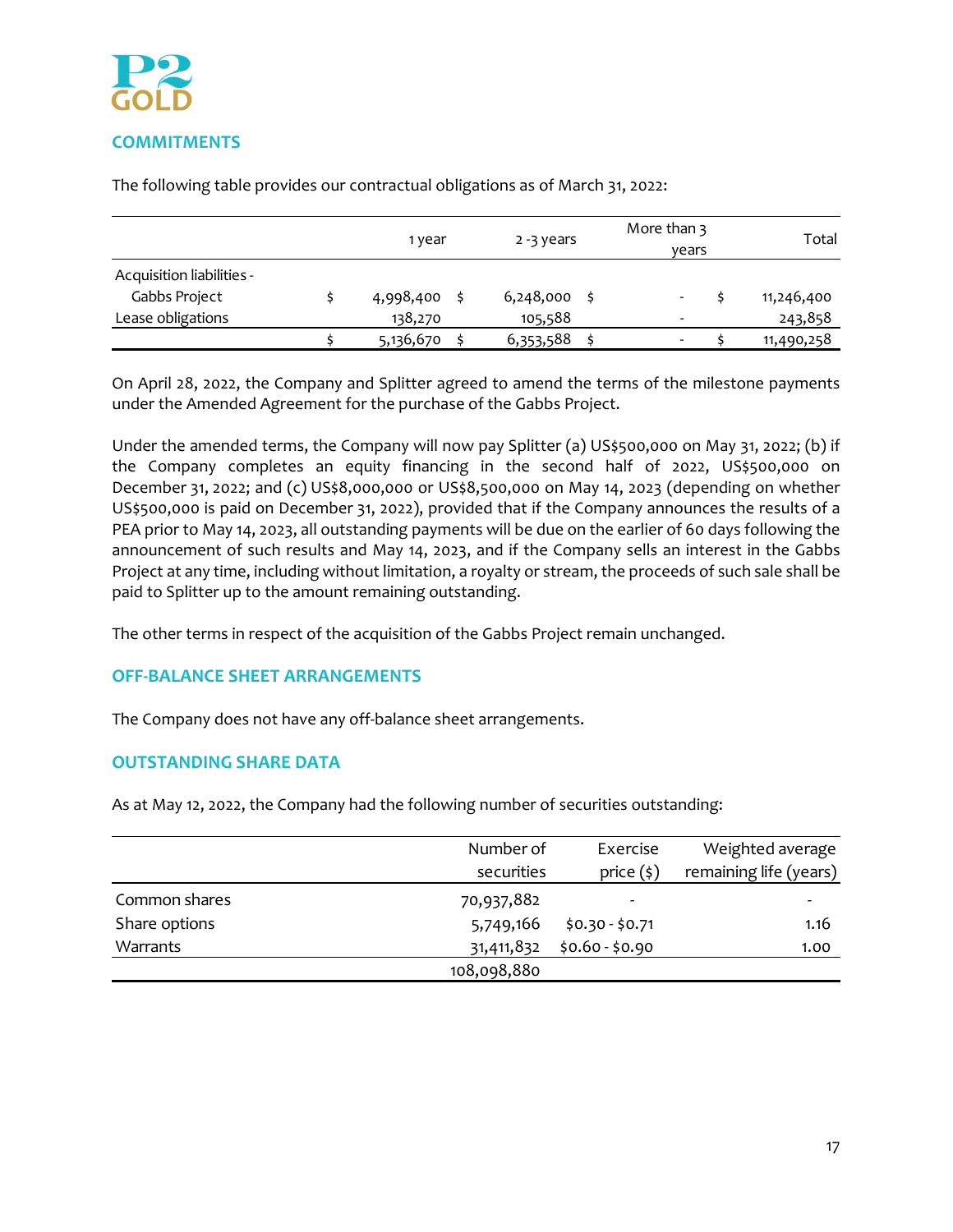## COMMITMENTS

The following table provides our contractual obligations as of March 31, 2022:

| | 1 year | 2 -3 years | More than 3 years | Total |
|---|---|---|---|---|
| Acquisition liabilities - Gabbs Project | $ 4,998,400 | $ 6,248,000 | $ - | $ 11,246,400 |
| Lease obligations | 138,270 | 105,588 | - | 243,858 |
| | $ 5,136,670 | $ 6,353,588 | $ - | $ 11,490,258 |

On April 28, 2022, the Company and Splitter agreed to amend the terms of the milestone payments under the Amended Agreement for the purchase of the Gabbs Project.

Under the amended terms, the Company will now pay Splitter (a) US$500,000 on May 31, 2022; (b) if the Company completes an equity financing in the second half of 2022, US$500,000 on December 31, 2022; and (c) US$8,000,000 or US$8,500,000 on May 14, 2023 (depending on whether US$500,000 is paid on December 31, 2022), provided that if the Company announces the results of a PEA prior to May 14, 2023, all outstanding payments will be due on the earlier of 60 days following the announcement of such results and May 14, 2023, and if the Company sells an interest in the Gabbs Project at any time, including without limitation, a royalty or stream, the proceeds of such sale shall be paid to Splitter up to the amount remaining outstanding.

The other terms in respect of the acquisition of the Gabbs Project remain unchanged.

## OFF-BALANCE SHEET ARRANGEMENTS

The Company does not have any off-balance sheet arrangements.

## OUTSTANDING SHARE DATA

As at May 12, 2022, the Company had the following number of securities outstanding:

| | Number of securities | Exercise price ($) | Weighted average remaining life (years) |
|---|---|---|---|
| Common shares | 70,937,882 | - | - |
| Share options | 5,749,166 | $0.30 - $0.71 | 1.16 |
| Warrants | 31,411,832 | $0.60 - $0.90 | 1.00 |
| | 108,098,880 | | |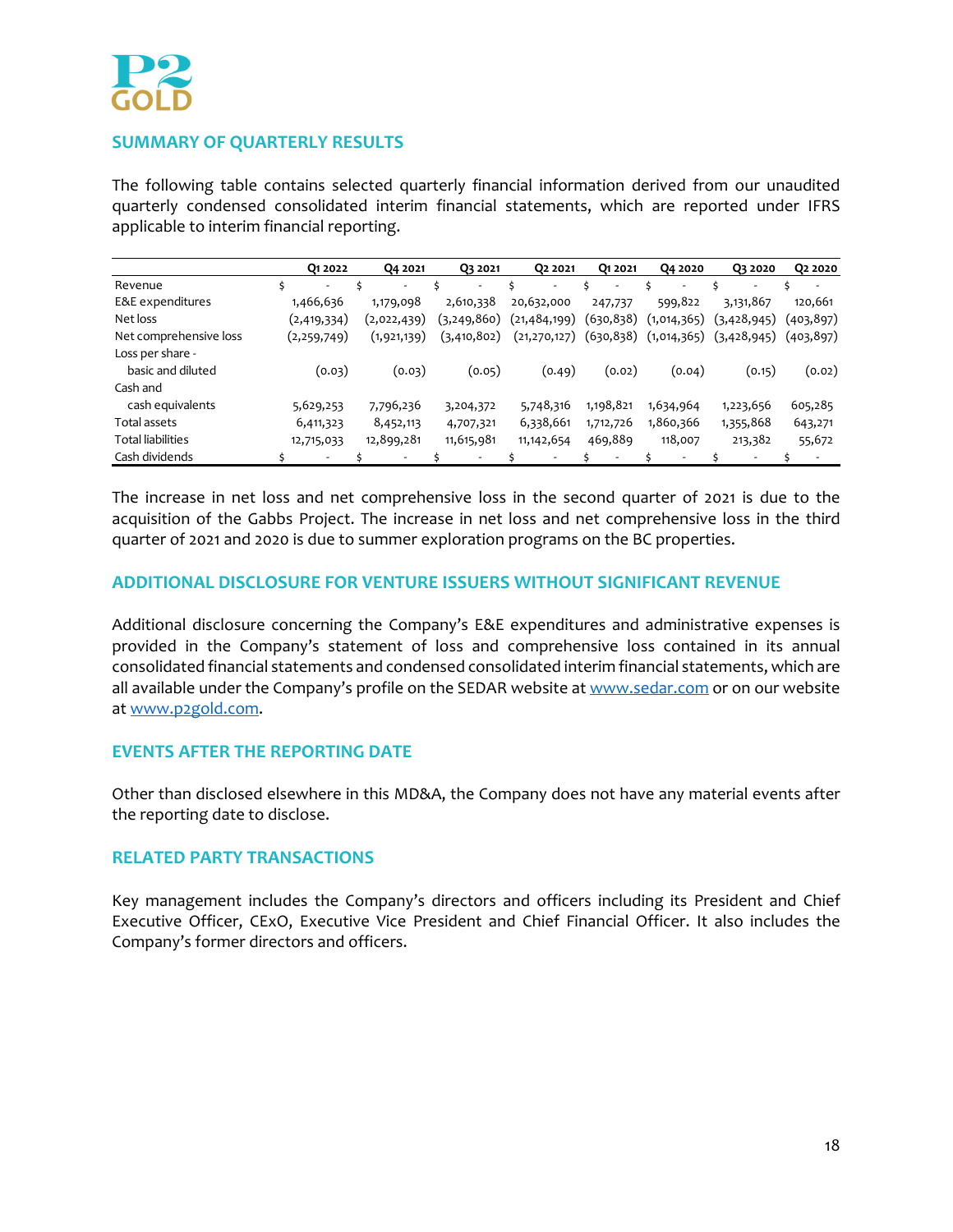## SUMMARY OF QUARTERLY RESULTS

The following table contains selected quarterly financial information derived from our unaudited quarterly condensed consolidated interim financial statements, which are reported under IFRS applicable to interim financial reporting.

| | Q1 2022 | Q4 2021 | Q3 2021 | Q2 2021 | Q1 2021 | Q4 2020 | Q3 2020 | Q2 2020 |
|---|---|---|---|---|---|---|---|---|
| Revenue | $ - | $ - | $ - | $ - | $ - | $ - | $ - | $ - |
| E&E expenditures | 1,466,636 | 1,179,098 | 2,610,338 | 20,632,000 | 247,737 | 599,822 | 3,131,867 | 120,661 |
| Net loss | (2,419,334) | (2,022,439) | (3,249,860) | (21,484,199) | (630,838) | (1,014,365) | (3,428,945) | (403,897) |
| Net comprehensive loss | (2,259,749) | (1,921,139) | (3,410,802) | (21,270,127) | (630,838) | (1,014,365) | (3,428,945) | (403,897) |
| Loss per share - basic and diluted | (0.03) | (0.03) | (0.05) | (0.49) | (0.02) | (0.04) | (0.15) | (0.02) |
| Cash and cash equivalents | 5,629,253 | 7,796,236 | 3,204,372 | 5,748,316 | 1,198,821 | 1,634,964 | 1,223,656 | 605,285 |
| Total assets | 6,411,323 | 8,452,113 | 4,707,321 | 6,338,661 | 1,712,726 | 1,860,366 | 1,355,868 | 643,271 |
| Total liabilities | 12,715,033 | 12,899,281 | 11,615,981 | 11,142,654 | 469,889 | 118,007 | 213,382 | 55,672 |
| Cash dividends | $ - | $ - | $ - | $ - | $ - | $ - | $ - | $ - |

The increase in net loss and net comprehensive loss in the second quarter of 2021 is due to the acquisition of the Gabbs Project. The increase in net loss and net comprehensive loss in the third quarter of 2021 and 2020 is due to summer exploration programs on the BC properties.

## ADDITIONAL DISCLOSURE FOR VENTURE ISSUERS WITHOUT SIGNIFICANT REVENUE

Additional disclosure concerning the Company's E&E expenditures and administrative expenses is provided in the Company's statement of loss and comprehensive loss contained in its annual consolidated financial statements and condensed consolidated interim financial statements, which are all available under the Company's profile on the SEDAR website at www.sedar.com or on our website at www.p2gold.com.

## EVENTS AFTER THE REPORTING DATE

Other than disclosed elsewhere in this MD&A, the Company does not have any material events after the reporting date to disclose.

## RELATED PARTY TRANSACTIONS

Key management includes the Company's directors and officers including its President and Chief Executive Officer, CExO, Executive Vice President and Chief Financial Officer. It also includes the Company's former directors and officers.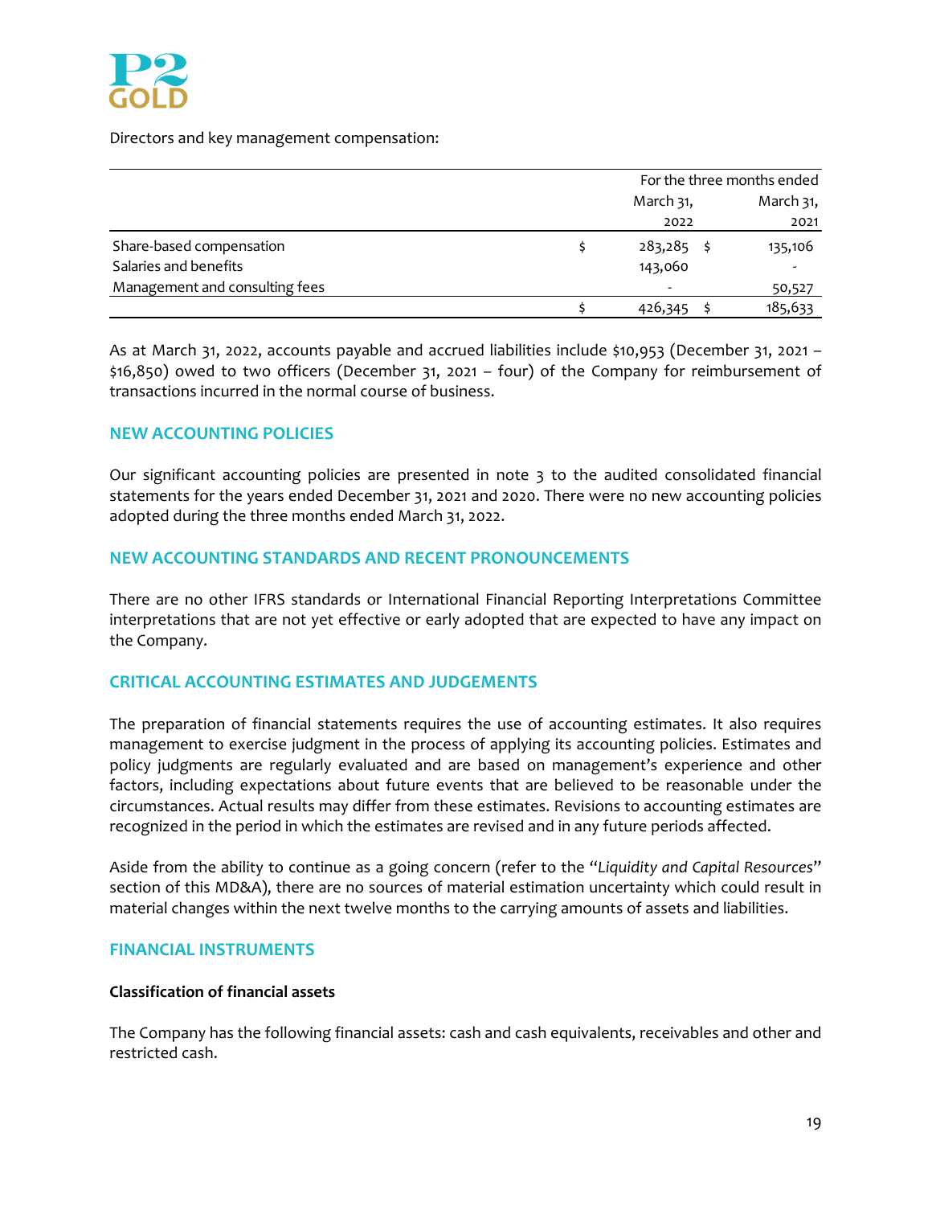Directors and key management compensation:

| | For the three months ended | |
|---|---|---|
| | March 31, 2022 | March 31, 2021 |
| Share-based compensation | $ 283,285 | $ 135,106 |
| Salaries and benefits | 143,060 | - |
| Management and consulting fees | - | 50,527 |
| | $ 426,345 | $ 185,633 |

As at March 31, 2022, accounts payable and accrued liabilities include $10,953 (December 31, 2021 – $16,850) owed to two officers (December 31, 2021 – four) of the Company for reimbursement of transactions incurred in the normal course of business.

## NEW ACCOUNTING POLICIES

Our significant accounting policies are presented in note 3 to the audited consolidated financial statements for the years ended December 31, 2021 and 2020. There were no new accounting policies adopted during the three months ended March 31, 2022.

## NEW ACCOUNTING STANDARDS AND RECENT PRONOUNCEMENTS

There are no other IFRS standards or International Financial Reporting Interpretations Committee interpretations that are not yet effective or early adopted that are expected to have any impact on the Company.

## CRITICAL ACCOUNTING ESTIMATES AND JUDGEMENTS

The preparation of financial statements requires the use of accounting estimates. It also requires management to exercise judgment in the process of applying its accounting policies. Estimates and policy judgments are regularly evaluated and are based on management's experience and other factors, including expectations about future events that are believed to be reasonable under the circumstances. Actual results may differ from these estimates. Revisions to accounting estimates are recognized in the period in which the estimates are revised and in any future periods affected.

Aside from the ability to continue as a going concern (refer to the "*Liquidity and Capital Resources*" section of this MD&A), there are no sources of material estimation uncertainty which could result in material changes within the next twelve months to the carrying amounts of assets and liabilities.

## FINANCIAL INSTRUMENTS

**Classification of financial assets**

The Company has the following financial assets: cash and cash equivalents, receivables and other and restricted cash.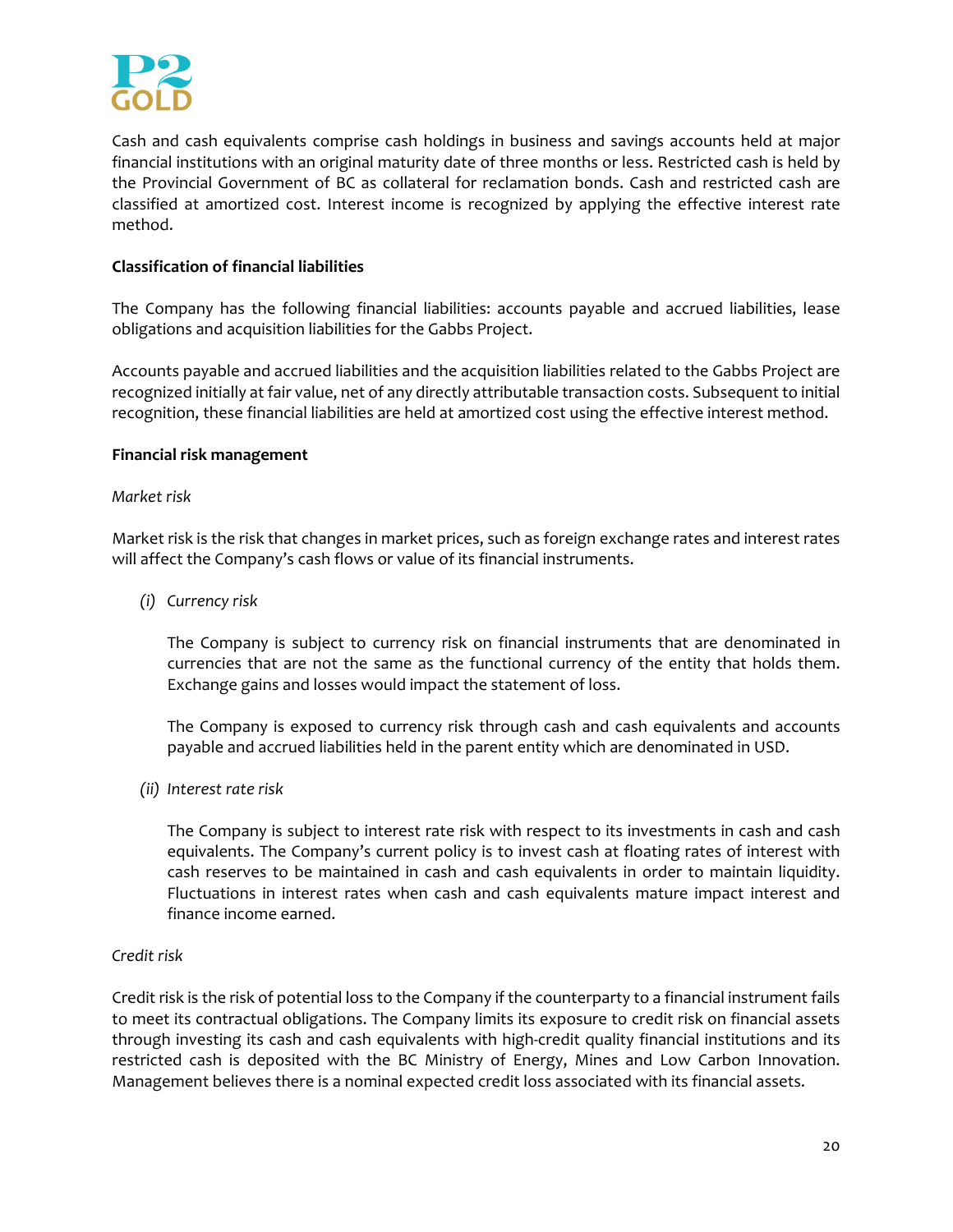Cash and cash equivalents comprise cash holdings in business and savings accounts held at major financial institutions with an original maturity date of three months or less. Restricted cash is held by the Provincial Government of BC as collateral for reclamation bonds. Cash and restricted cash are classified at amortized cost. Interest income is recognized by applying the effective interest rate method.

**Classification of financial liabilities**

The Company has the following financial liabilities: accounts payable and accrued liabilities, lease obligations and acquisition liabilities for the Gabbs Project.

Accounts payable and accrued liabilities and the acquisition liabilities related to the Gabbs Project are recognized initially at fair value, net of any directly attributable transaction costs. Subsequent to initial recognition, these financial liabilities are held at amortized cost using the effective interest method.

**Financial risk management**

*Market risk*

Market risk is the risk that changes in market prices, such as foreign exchange rates and interest rates will affect the Company's cash flows or value of its financial instruments.

*(i) Currency risk*

The Company is subject to currency risk on financial instruments that are denominated in currencies that are not the same as the functional currency of the entity that holds them. Exchange gains and losses would impact the statement of loss.

The Company is exposed to currency risk through cash and cash equivalents and accounts payable and accrued liabilities held in the parent entity which are denominated in USD.

*(ii) Interest rate risk*

The Company is subject to interest rate risk with respect to its investments in cash and cash equivalents. The Company's current policy is to invest cash at floating rates of interest with cash reserves to be maintained in cash and cash equivalents in order to maintain liquidity. Fluctuations in interest rates when cash and cash equivalents mature impact interest and finance income earned.

*Credit risk*

Credit risk is the risk of potential loss to the Company if the counterparty to a financial instrument fails to meet its contractual obligations. The Company limits its exposure to credit risk on financial assets through investing its cash and cash equivalents with high-credit quality financial institutions and its restricted cash is deposited with the BC Ministry of Energy, Mines and Low Carbon Innovation. Management believes there is a nominal expected credit loss associated with its financial assets.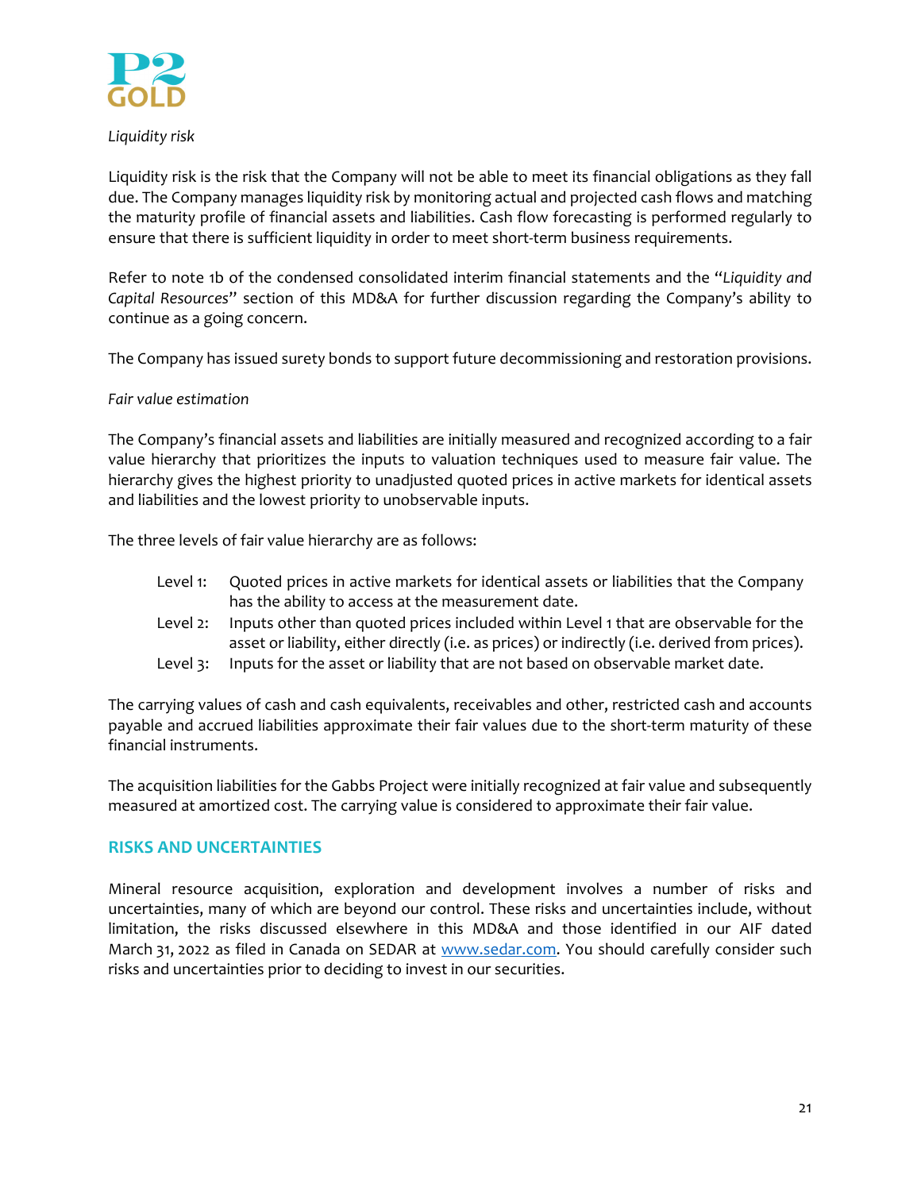*Liquidity risk*

Liquidity risk is the risk that the Company will not be able to meet its financial obligations as they fall due. The Company manages liquidity risk by monitoring actual and projected cash flows and matching the maturity profile of financial assets and liabilities. Cash flow forecasting is performed regularly to ensure that there is sufficient liquidity in order to meet short-term business requirements.

Refer to note 1b of the condensed consolidated interim financial statements and the "*Liquidity and Capital Resources*" section of this MD&A for further discussion regarding the Company's ability to continue as a going concern.

The Company has issued surety bonds to support future decommissioning and restoration provisions.

*Fair value estimation*

The Company's financial assets and liabilities are initially measured and recognized according to a fair value hierarchy that prioritizes the inputs to valuation techniques used to measure fair value. The hierarchy gives the highest priority to unadjusted quoted prices in active markets for identical assets and liabilities and the lowest priority to unobservable inputs.

The three levels of fair value hierarchy are as follows:

- Level 1: Quoted prices in active markets for identical assets or liabilities that the Company has the ability to access at the measurement date.
- Level 2: Inputs other than quoted prices included within Level 1 that are observable for the asset or liability, either directly (i.e. as prices) or indirectly (i.e. derived from prices).
- Level 3: Inputs for the asset or liability that are not based on observable market date.

The carrying values of cash and cash equivalents, receivables and other, restricted cash and accounts payable and accrued liabilities approximate their fair values due to the short-term maturity of these financial instruments.

The acquisition liabilities for the Gabbs Project were initially recognized at fair value and subsequently measured at amortized cost. The carrying value is considered to approximate their fair value.

## RISKS AND UNCERTAINTIES

Mineral resource acquisition, exploration and development involves a number of risks and uncertainties, many of which are beyond our control. These risks and uncertainties include, without limitation, the risks discussed elsewhere in this MD&A and those identified in our AIF dated March 31, 2022 as filed in Canada on SEDAR at www.sedar.com. You should carefully consider such risks and uncertainties prior to deciding to invest in our securities.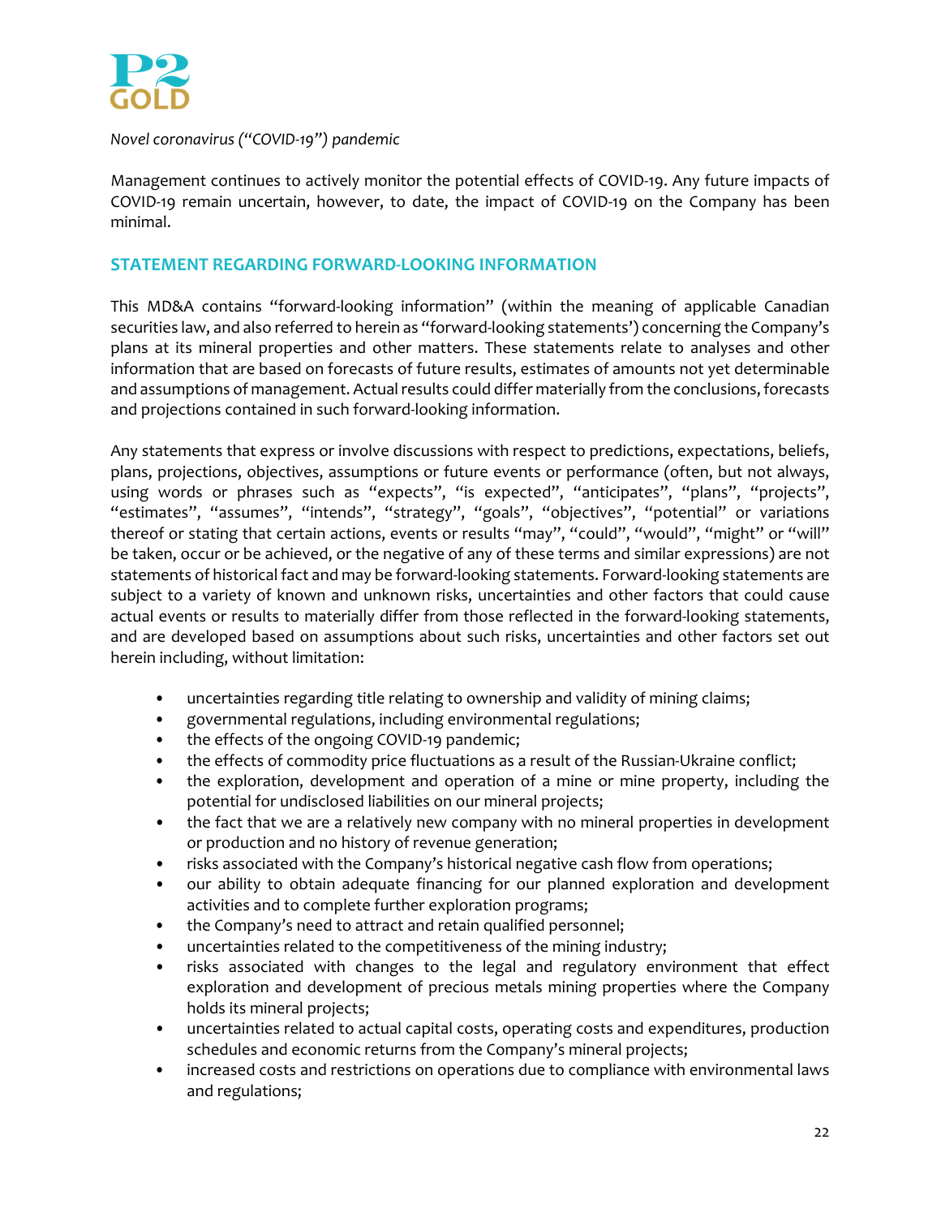*Novel coronavirus ("COVID-19") pandemic*

Management continues to actively monitor the potential effects of COVID-19. Any future impacts of COVID-19 remain uncertain, however, to date, the impact of COVID-19 on the Company has been minimal.

## STATEMENT REGARDING FORWARD-LOOKING INFORMATION

This MD&A contains "forward-looking information" (within the meaning of applicable Canadian securities law, and also referred to herein as "forward-looking statements') concerning the Company's plans at its mineral properties and other matters. These statements relate to analyses and other information that are based on forecasts of future results, estimates of amounts not yet determinable and assumptions of management. Actual results could differ materially from the conclusions, forecasts and projections contained in such forward-looking information.

Any statements that express or involve discussions with respect to predictions, expectations, beliefs, plans, projections, objectives, assumptions or future events or performance (often, but not always, using words or phrases such as "expects", "is expected", "anticipates", "plans", "projects", "estimates", "assumes", "intends", "strategy", "goals", "objectives", "potential" or variations thereof or stating that certain actions, events or results "may", "could", "would", "might" or "will" be taken, occur or be achieved, or the negative of any of these terms and similar expressions) are not statements of historical fact and may be forward-looking statements. Forward-looking statements are subject to a variety of known and unknown risks, uncertainties and other factors that could cause actual events or results to materially differ from those reflected in the forward-looking statements, and are developed based on assumptions about such risks, uncertainties and other factors set out herein including, without limitation:

- uncertainties regarding title relating to ownership and validity of mining claims;
- governmental regulations, including environmental regulations;
- the effects of the ongoing COVID-19 pandemic;
- the effects of commodity price fluctuations as a result of the Russian-Ukraine conflict;
- the exploration, development and operation of a mine or mine property, including the potential for undisclosed liabilities on our mineral projects;
- the fact that we are a relatively new company with no mineral properties in development or production and no history of revenue generation;
- risks associated with the Company's historical negative cash flow from operations;
- our ability to obtain adequate financing for our planned exploration and development activities and to complete further exploration programs;
- the Company's need to attract and retain qualified personnel;
- uncertainties related to the competitiveness of the mining industry;
- risks associated with changes to the legal and regulatory environment that effect exploration and development of precious metals mining properties where the Company holds its mineral projects;
- uncertainties related to actual capital costs, operating costs and expenditures, production schedules and economic returns from the Company's mineral projects;
- increased costs and restrictions on operations due to compliance with environmental laws and regulations;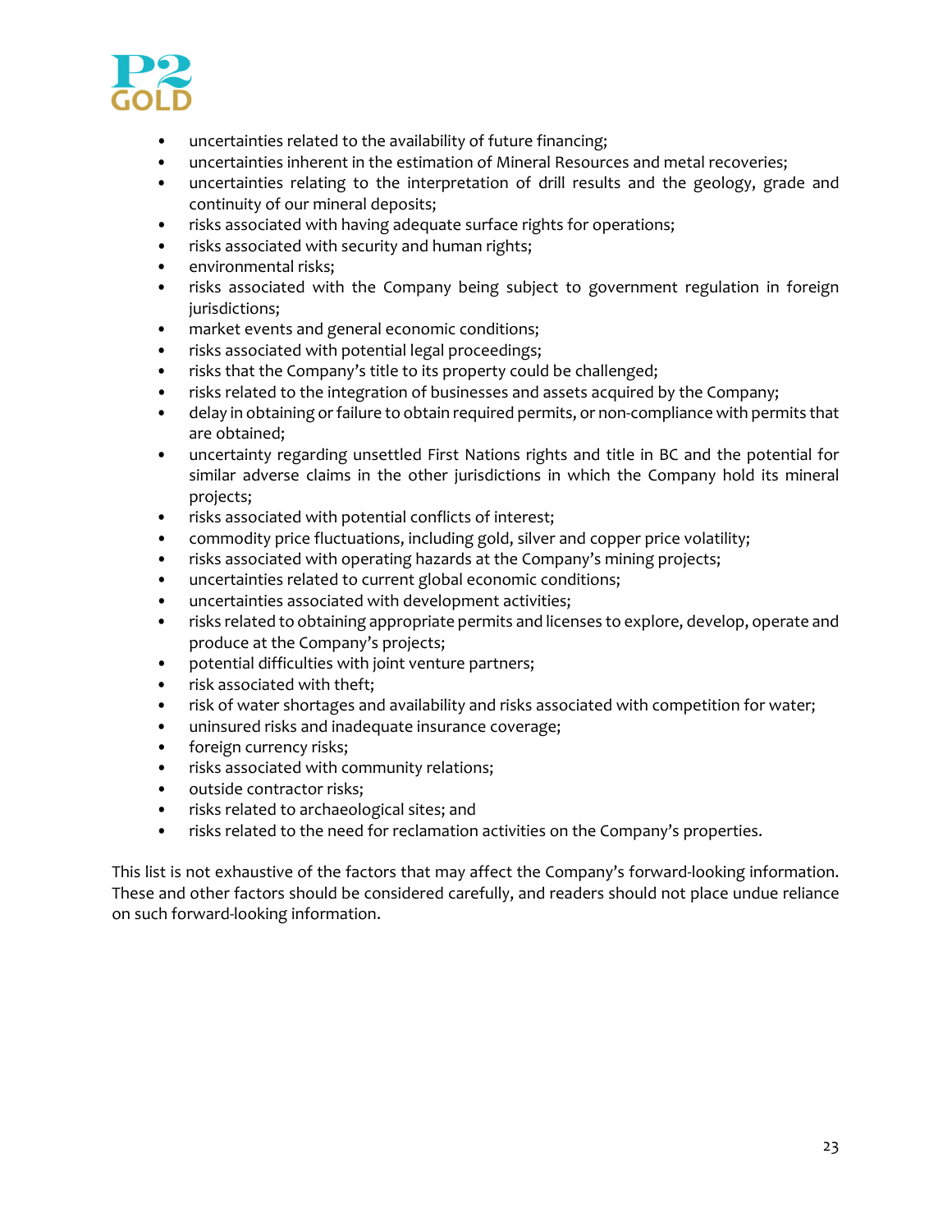- uncertainties related to the availability of future financing;
- uncertainties inherent in the estimation of Mineral Resources and metal recoveries;
- uncertainties relating to the interpretation of drill results and the geology, grade and continuity of our mineral deposits;
- risks associated with having adequate surface rights for operations;
- risks associated with security and human rights;
- environmental risks;
- risks associated with the Company being subject to government regulation in foreign jurisdictions;
- market events and general economic conditions;
- risks associated with potential legal proceedings;
- risks that the Company's title to its property could be challenged;
- risks related to the integration of businesses and assets acquired by the Company;
- delay in obtaining or failure to obtain required permits, or non-compliance with permits that are obtained;
- uncertainty regarding unsettled First Nations rights and title in BC and the potential for similar adverse claims in the other jurisdictions in which the Company hold its mineral projects;
- risks associated with potential conflicts of interest;
- commodity price fluctuations, including gold, silver and copper price volatility;
- risks associated with operating hazards at the Company's mining projects;
- uncertainties related to current global economic conditions;
- uncertainties associated with development activities;
- risks related to obtaining appropriate permits and licenses to explore, develop, operate and produce at the Company's projects;
- potential difficulties with joint venture partners;
- risk associated with theft;
- risk of water shortages and availability and risks associated with competition for water;
- uninsured risks and inadequate insurance coverage;
- foreign currency risks;
- risks associated with community relations;
- outside contractor risks;
- risks related to archaeological sites; and
- risks related to the need for reclamation activities on the Company's properties.

This list is not exhaustive of the factors that may affect the Company's forward-looking information. These and other factors should be considered carefully, and readers should not place undue reliance on such forward-looking information.